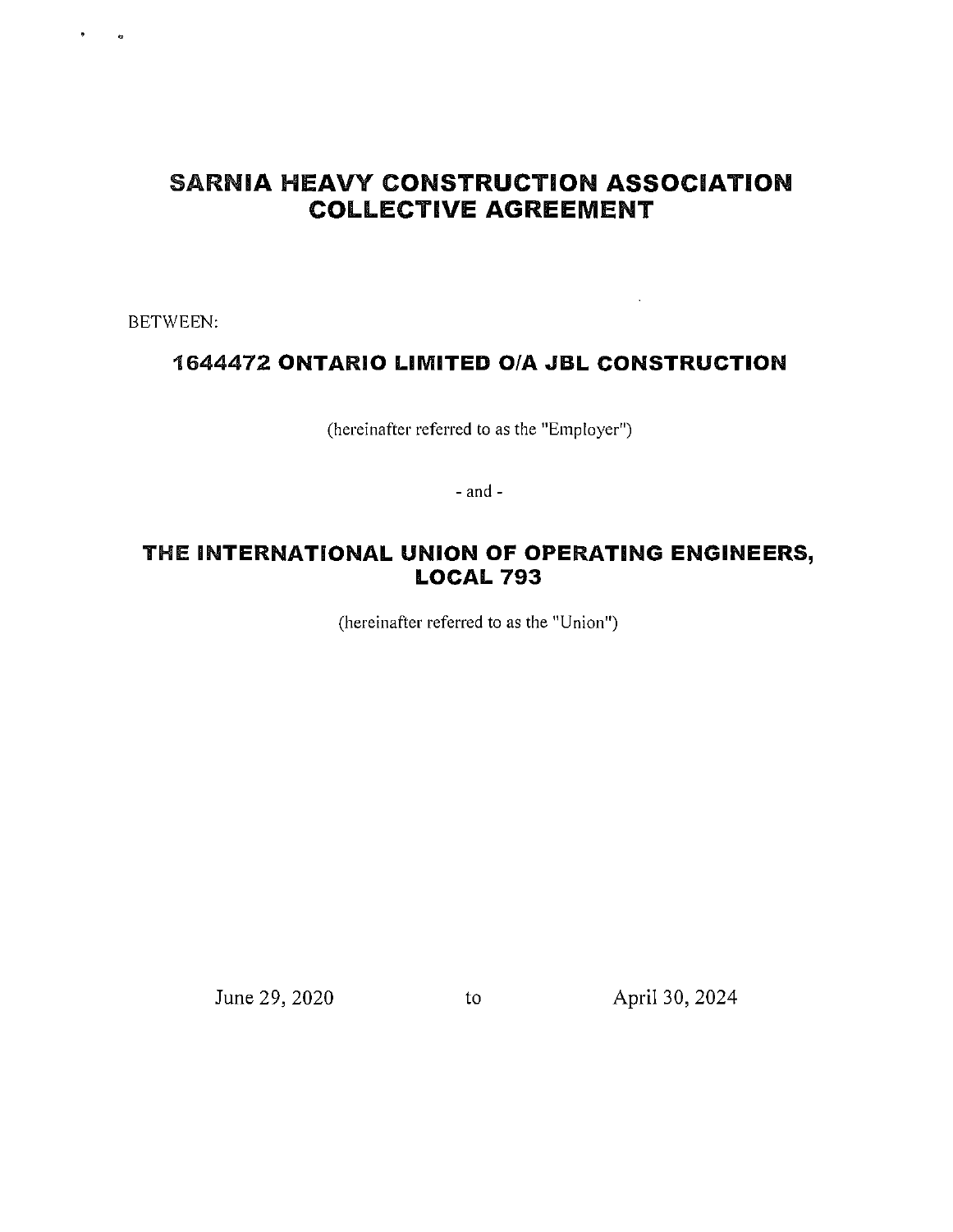# SARNIA HEAVY CONSTRUCTION ASSOCIATION COLLECTIVE AGREEMENT

BETWEEN:

## 1644472 ONTARIO LIMITED O/A JBL CONSTRUCTION

(hereinafter referred to as the "Employer")

- and -

## THE INTERNATIONAL UNION OF OPERATING ENGINEERS, LOCAL 793

(hereinafter referred to as the "Union")

June 29, 2020 to April 30, 2024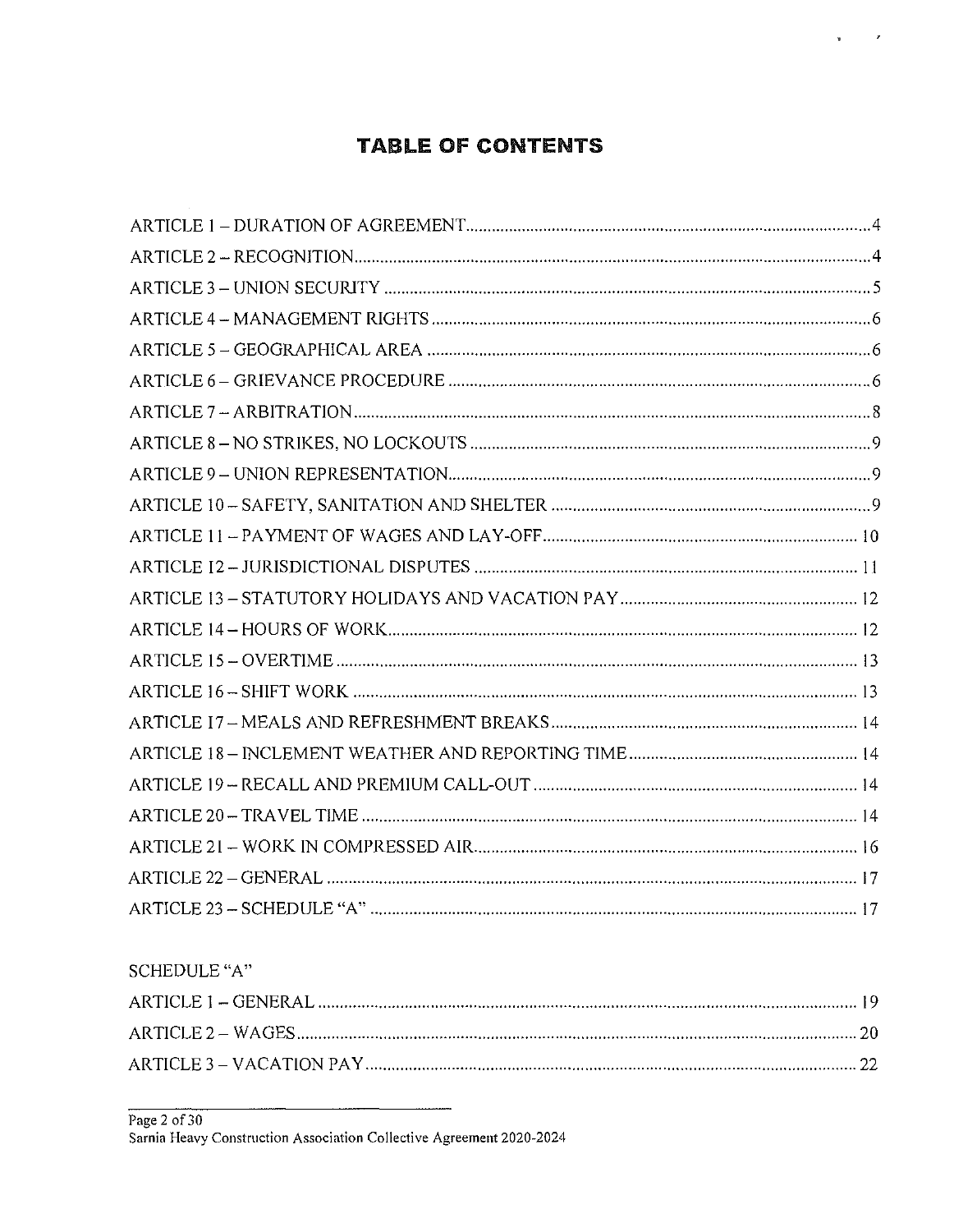# TABLE OF CONTENTS

ARTICLE 1 – DURATION OF AGREEMENT............................................................................................4
ARTICLE 2 – RECOGNITION.....................................................................................................................4
ARTICLE 3 – UNION SECURITY ...............................................................................................................5
ARTICLE 4 – MANAGEMENT RIGHTS ....................................................................................................6
ARTICLE 5 – GEOGRAPHICAL AREA .....................................................................................................6
ARTICLE 6 – GRIEVANCE PROCEDURE ................................................................................................6
ARTICLE 7 – ARBITRATION......................................................................................................................8
ARTICLE 8 – NO STRIKES, NO LOCKOUTS ...........................................................................................9
ARTICLE 9 – UNION REPRESENTATION................................................................................................9
ARTICLE 10 – SAFETY, SANITATION AND SHELTER .........................................................................9
ARTICLE 11 – PAYMENT OF WAGES AND LAY-OFF........................................................................ 10
ARTICLE 12 – JURISDICTIONAL DISPUTES ....................................................................................... 11
ARTICLE 13 – STATUTORY HOLIDAYS AND VACATION PAY...................................................... 12
ARTICLE 14 – HOURS OF WORK.......................................................................................................... 12
ARTICLE 15 – OVERTIME ...................................................................................................................... 13
ARTICLE 16 – SHIFT WORK .................................................................................................................. 13
ARTICLE 17 – MEALS AND REFRESHMENT BREAKS..................................................................... 14
ARTICLE 18 – INCLEMENT WEATHER AND REPORTING TIME.................................................... 14
ARTICLE 19 – RECALL AND PREMIUM CALL-OUT ......................................................................... 14
ARTICLE 20 – TRAVEL TIME ................................................................................................................ 14
ARTICLE 21 – WORK IN COMPRESSED AIR....................................................................................... 16
ARTICLE 22 – GENERAL ........................................................................................................................ 17
ARTICLE 23 – SCHEDULE "A" .............................................................................................................. 17

SCHEDULE "A"

ARTICLE 1 – GENERAL .......................................................................................................................... 19
ARTICLE 2 – WAGES............................................................................................................................... 20
ARTICLE 3 – VACATION PAY................................................................................................................ 22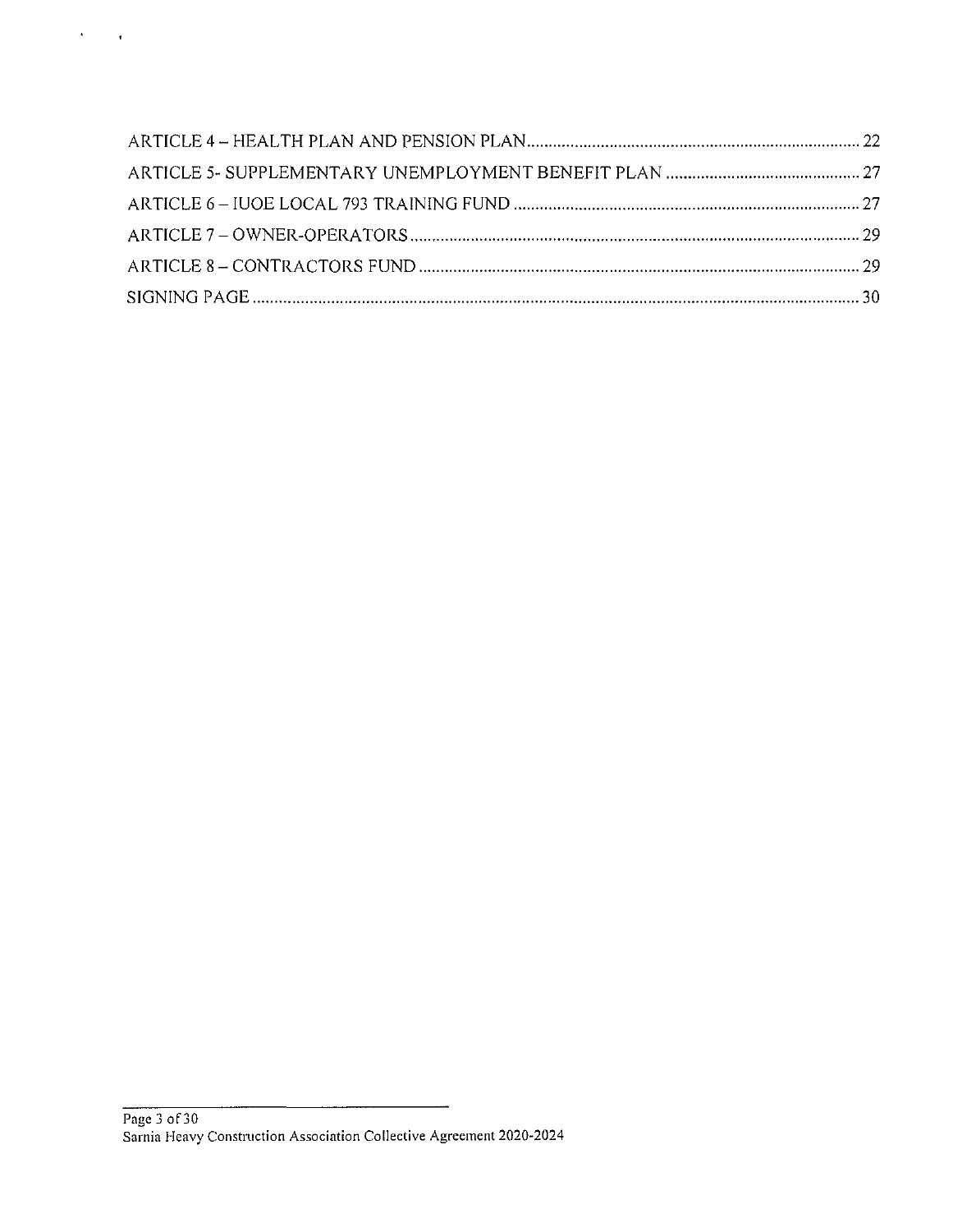ARTICLE 4 – HEALTH PLAN AND PENSION PLAN ........................................................................ 22
ARTICLE 5- SUPPLEMENTARY UNEMPLOYMENT BENEFIT PLAN .......................................... 27
ARTICLE 6 – IUOE LOCAL 793 TRAINING FUND ........................................................................ 27
ARTICLE 7 – OWNER-OPERATORS ................................................................................................ 29
ARTICLE 8 – CONTRACTORS FUND ............................................................................................... 29
SIGNING PAGE ................................................................................................................................... 30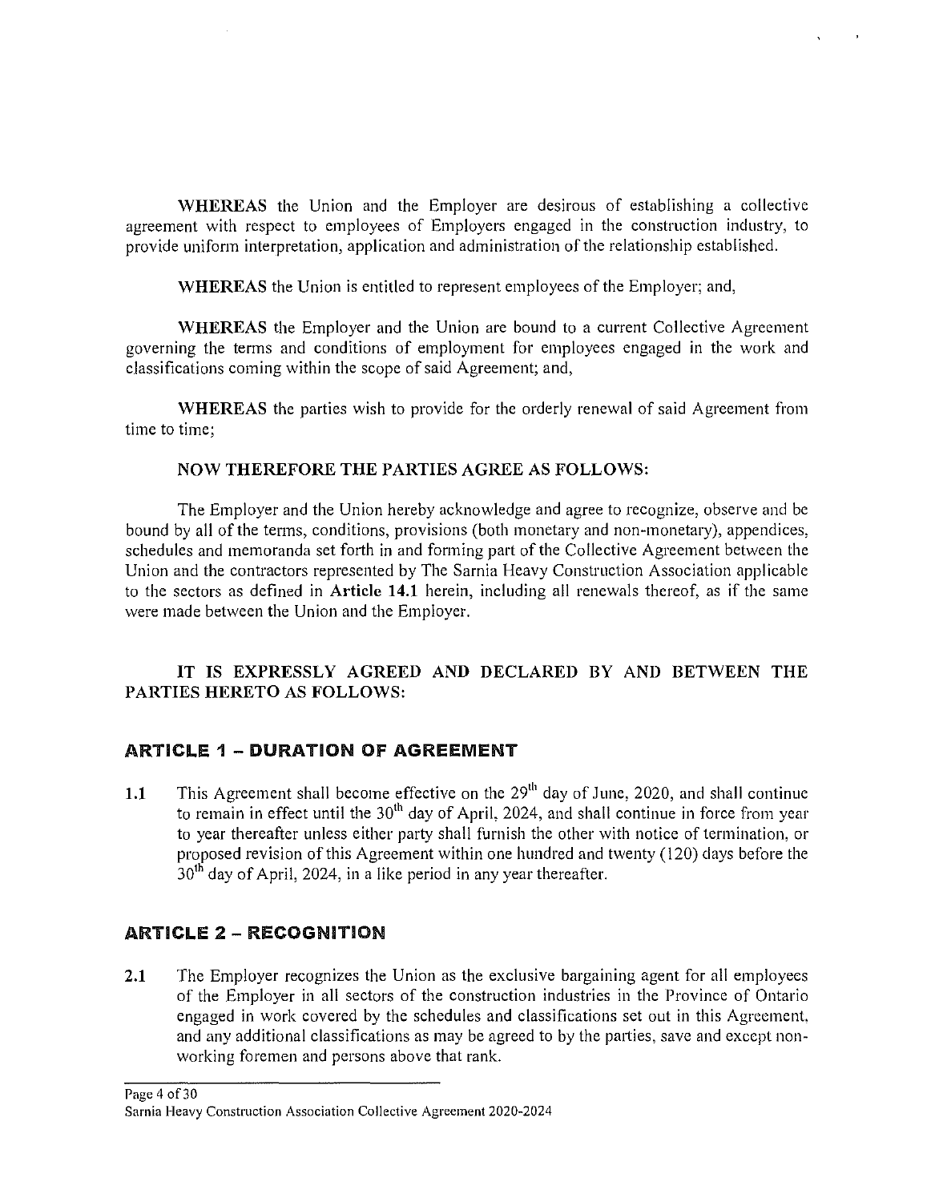**WHEREAS** the Union and the Employer are desirous of establishing a collective agreement with respect to employees of Employers engaged in the construction industry, to provide uniform interpretation, application and administration of the relationship established.

**WHEREAS** the Union is entitled to represent employees of the Employer; and,

**WHEREAS** the Employer and the Union are bound to a current Collective Agreement governing the terms and conditions of employment for employees engaged in the work and classifications coming within the scope of said Agreement; and,

**WHEREAS** the parties wish to provide for the orderly renewal of said Agreement from time to time;

**NOW THEREFORE THE PARTIES AGREE AS FOLLOWS:**

The Employer and the Union hereby acknowledge and agree to recognize, observe and be bound by all of the terms, conditions, provisions (both monetary and non-monetary), appendices, schedules and memoranda set forth in and forming part of the Collective Agreement between the Union and the contractors represented by The Sarnia Heavy Construction Association applicable to the sectors as defined in **Article 14.1** herein, including all renewals thereof, as if the same were made between the Union and the Employer.

**IT IS EXPRESSLY AGREED AND DECLARED BY AND BETWEEN THE PARTIES HERETO AS FOLLOWS:**

## ARTICLE 1 – DURATION OF AGREEMENT

**1.1** This Agreement shall become effective on the 29th day of June, 2020, and shall continue to remain in effect until the 30th day of April, 2024, and shall continue in force from year to year thereafter unless either party shall furnish the other with notice of termination, or proposed revision of this Agreement within one hundred and twenty (120) days before the 30th day of April, 2024, in a like period in any year thereafter.

## ARTICLE 2 – RECOGNITION

**2.1** The Employer recognizes the Union as the exclusive bargaining agent for all employees of the Employer in all sectors of the construction industries in the Province of Ontario engaged in work covered by the schedules and classifications set out in this Agreement, and any additional classifications as may be agreed to by the parties, save and except non-working foremen and persons above that rank.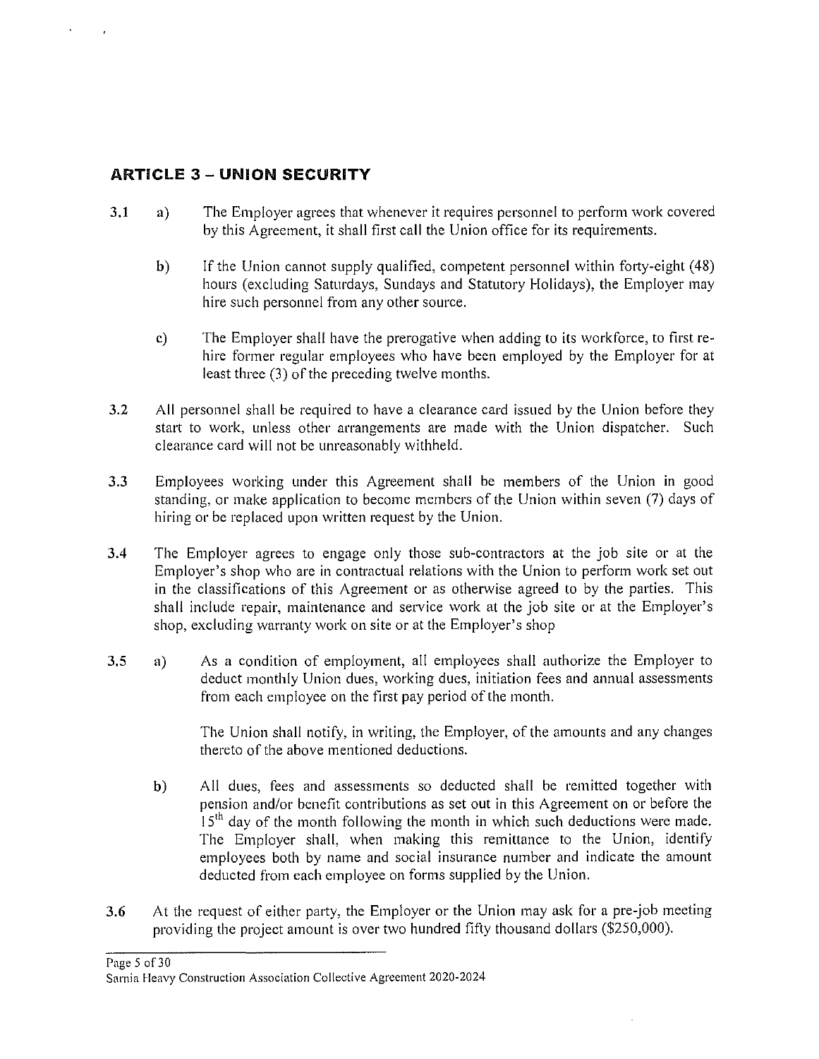## ARTICLE 3 – UNION SECURITY

**3.1** a) The Employer agrees that whenever it requires personnel to perform work covered by this Agreement, it shall first call the Union office for its requirements.

b) If the Union cannot supply qualified, competent personnel within forty-eight (48) hours (excluding Saturdays, Sundays and Statutory Holidays), the Employer may hire such personnel from any other source.

c) The Employer shall have the prerogative when adding to its workforce, to first re-hire former regular employees who have been employed by the Employer for at least three (3) of the preceding twelve months.

**3.2** All personnel shall be required to have a clearance card issued by the Union before they start to work, unless other arrangements are made with the Union dispatcher. Such clearance card will not be unreasonably withheld.

**3.3** Employees working under this Agreement shall be members of the Union in good standing, or make application to become members of the Union within seven (7) days of hiring or be replaced upon written request by the Union.

**3.4** The Employer agrees to engage only those sub-contractors at the job site or at the Employer's shop who are in contractual relations with the Union to perform work set out in the classifications of this Agreement or as otherwise agreed to by the parties. This shall include repair, maintenance and service work at the job site or at the Employer's shop, excluding warranty work on site or at the Employer's shop

**3.5** a) As a condition of employment, all employees shall authorize the Employer to deduct monthly Union dues, working dues, initiation fees and annual assessments from each employee on the first pay period of the month.

The Union shall notify, in writing, the Employer, of the amounts and any changes thereto of the above mentioned deductions.

b) All dues, fees and assessments so deducted shall be remitted together with pension and/or benefit contributions as set out in this Agreement on or before the 15th day of the month following the month in which such deductions were made. The Employer shall, when making this remittance to the Union, identify employees both by name and social insurance number and indicate the amount deducted from each employee on forms supplied by the Union.

**3.6** At the request of either party, the Employer or the Union may ask for a pre-job meeting providing the project amount is over two hundred fifty thousand dollars ($250,000).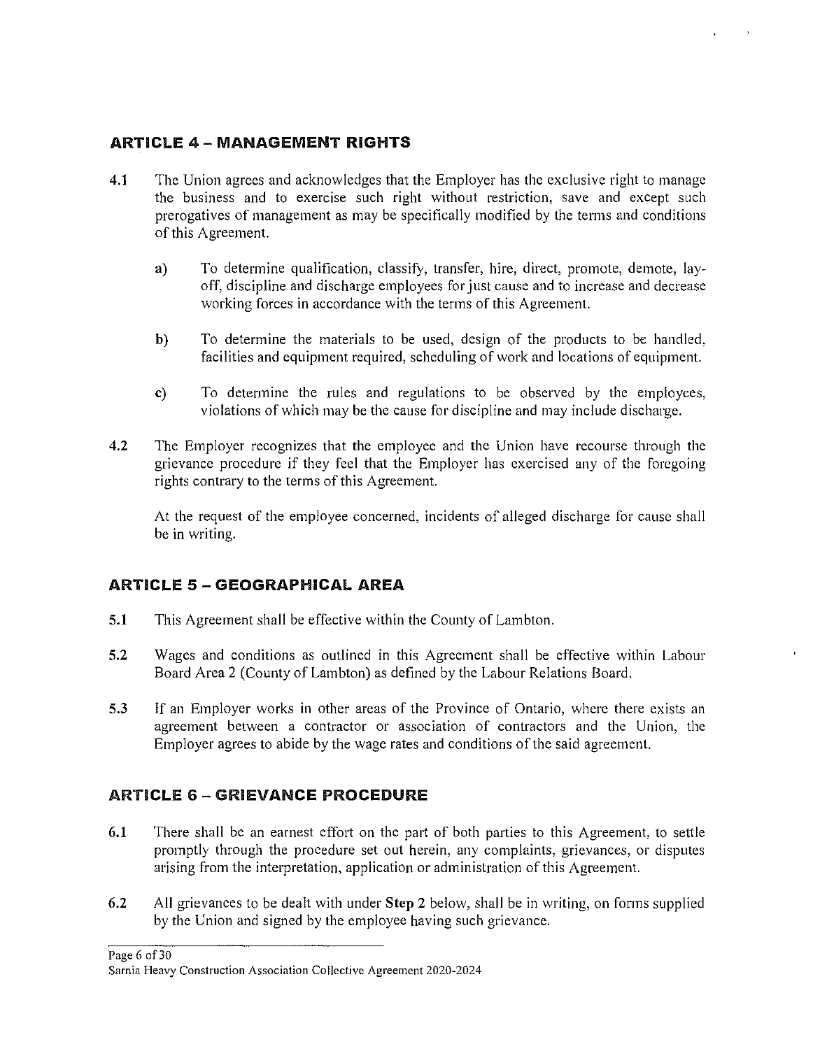## ARTICLE 4 – MANAGEMENT RIGHTS

**4.1** The Union agrees and acknowledges that the Employer has the exclusive right to manage the business and to exercise such right without restriction, save and except such prerogatives of management as may be specifically modified by the terms and conditions of this Agreement.

a) To determine qualification, classify, transfer, hire, direct, promote, demote, lay-off, discipline and discharge employees for just cause and to increase and decrease working forces in accordance with the terms of this Agreement.

b) To determine the materials to be used, design of the products to be handled, facilities and equipment required, scheduling of work and locations of equipment.

c) To determine the rules and regulations to be observed by the employees, violations of which may be the cause for discipline and may include discharge.

**4.2** The Employer recognizes that the employee and the Union have recourse through the grievance procedure if they feel that the Employer has exercised any of the foregoing rights contrary to the terms of this Agreement.

At the request of the employee concerned, incidents of alleged discharge for cause shall be in writing.

## ARTICLE 5 – GEOGRAPHICAL AREA

**5.1** This Agreement shall be effective within the County of Lambton.

**5.2** Wages and conditions as outlined in this Agreement shall be effective within Labour Board Area 2 (County of Lambton) as defined by the Labour Relations Board.

**5.3** If an Employer works in other areas of the Province of Ontario, where there exists an agreement between a contractor or association of contractors and the Union, the Employer agrees to abide by the wage rates and conditions of the said agreement.

## ARTICLE 6 – GRIEVANCE PROCEDURE

**6.1** There shall be an earnest effort on the part of both parties to this Agreement, to settle promptly through the procedure set out herein, any complaints, grievances, or disputes arising from the interpretation, application or administration of this Agreement.

**6.2** All grievances to be dealt with under **Step 2** below, shall be in writing, on forms supplied by the Union and signed by the employee having such grievance.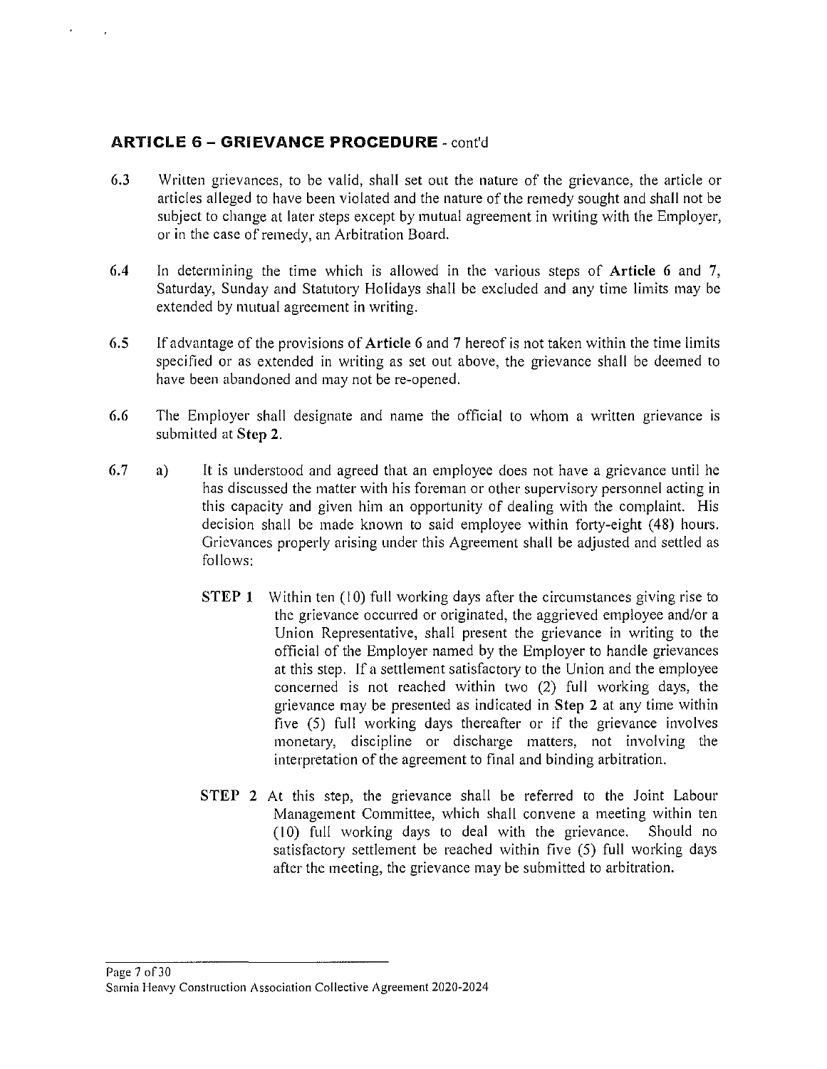## ARTICLE 6 – GRIEVANCE PROCEDURE - cont'd

6.3 Written grievances, to be valid, shall set out the nature of the grievance, the article or articles alleged to have been violated and the nature of the remedy sought and shall not be subject to change at later steps except by mutual agreement in writing with the Employer, or in the case of remedy, an Arbitration Board.

6.4 In determining the time which is allowed in the various steps of **Article** 6 and 7, Saturday, Sunday and Statutory Holidays shall be excluded and any time limits may be extended by mutual agreement in writing.

6.5 If advantage of the provisions of **Article** 6 and 7 hereof is not taken within the time limits specified or as extended in writing as set out above, the grievance shall be deemed to have been abandoned and may not be re-opened.

6.6 The Employer shall designate and name the official to whom a written grievance is submitted at **Step 2**.

6.7 a) It is understood and agreed that an employee does not have a grievance until he has discussed the matter with his foreman or other supervisory personnel acting in this capacity and given him an opportunity of dealing with the complaint. His decision shall be made known to said employee within forty-eight (48) hours. Grievances properly arising under this Agreement shall be adjusted and settled as follows:

**STEP 1** Within ten (10) full working days after the circumstances giving rise to the grievance occurred or originated, the aggrieved employee and/or a Union Representative, shall present the grievance in writing to the official of the Employer named by the Employer to handle grievances at this step. If a settlement satisfactory to the Union and the employee concerned is not reached within two (2) full working days, the grievance may be presented as indicated in **Step 2** at any time within five (5) full working days thereafter or if the grievance involves monetary, discipline or discharge matters, not involving the interpretation of the agreement to final and binding arbitration.

**STEP 2** At this step, the grievance shall be referred to the Joint Labour Management Committee, which shall convene a meeting within ten (10) full working days to deal with the grievance. Should no satisfactory settlement be reached within five (5) full working days after the meeting, the grievance may be submitted to arbitration.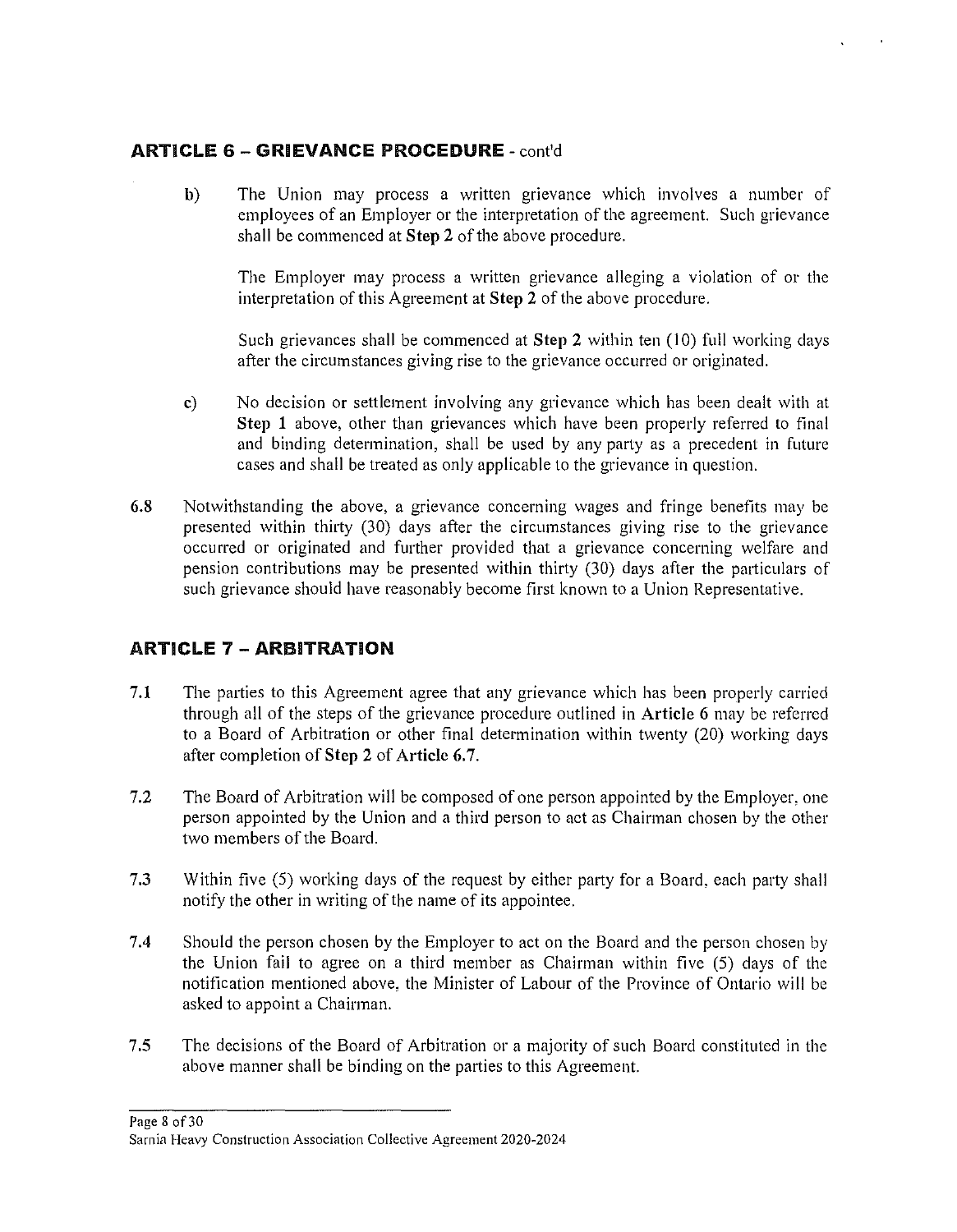## ARTICLE 6 – GRIEVANCE PROCEDURE - cont'd

b) The Union may process a written grievance which involves a number of employees of an Employer or the interpretation of the agreement. Such grievance shall be commenced at **Step 2** of the above procedure.

The Employer may process a written grievance alleging a violation of or the interpretation of this Agreement at **Step 2** of the above procedure.

Such grievances shall be commenced at **Step 2** within ten (10) full working days after the circumstances giving rise to the grievance occurred or originated.

c) No decision or settlement involving any grievance which has been dealt with at **Step 1** above, other than grievances which have been properly referred to final and binding determination, shall be used by any party as a precedent in future cases and shall be treated as only applicable to the grievance in question.

**6.8** Notwithstanding the above, a grievance concerning wages and fringe benefits may be presented within thirty (30) days after the circumstances giving rise to the grievance occurred or originated and further provided that a grievance concerning welfare and pension contributions may be presented within thirty (30) days after the particulars of such grievance should have reasonably become first known to a Union Representative.

## ARTICLE 7 – ARBITRATION

**7.1** The parties to this Agreement agree that any grievance which has been properly carried through all of the steps of the grievance procedure outlined in **Article 6** may be referred to a Board of Arbitration or other final determination within twenty (20) working days after completion of **Step 2** of **Article 6.7**.

**7.2** The Board of Arbitration will be composed of one person appointed by the Employer, one person appointed by the Union and a third person to act as Chairman chosen by the other two members of the Board.

**7.3** Within five (5) working days of the request by either party for a Board, each party shall notify the other in writing of the name of its appointee.

**7.4** Should the person chosen by the Employer to act on the Board and the person chosen by the Union fail to agree on a third member as Chairman within five (5) days of the notification mentioned above, the Minister of Labour of the Province of Ontario will be asked to appoint a Chairman.

**7.5** The decisions of the Board of Arbitration or a majority of such Board constituted in the above manner shall be binding on the parties to this Agreement.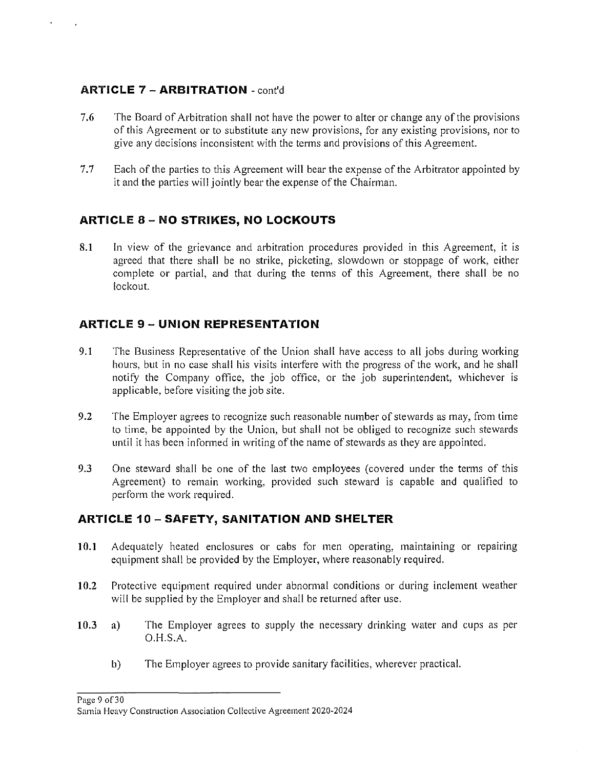## ARTICLE 7 – ARBITRATION - cont'd

7.6 The Board of Arbitration shall not have the power to alter or change any of the provisions of this Agreement or to substitute any new provisions, for any existing provisions, nor to give any decisions inconsistent with the terms and provisions of this Agreement.

7.7 Each of the parties to this Agreement will bear the expense of the Arbitrator appointed by it and the parties will jointly bear the expense of the Chairman.

## ARTICLE 8 – NO STRIKES, NO LOCKOUTS

8.1 In view of the grievance and arbitration procedures provided in this Agreement, it is agreed that there shall be no strike, picketing, slowdown or stoppage of work, either complete or partial, and that during the terms of this Agreement, there shall be no lockout.

## ARTICLE 9 – UNION REPRESENTATION

9.1 The Business Representative of the Union shall have access to all jobs during working hours, but in no case shall his visits interfere with the progress of the work, and he shall notify the Company office, the job office, or the job superintendent, whichever is applicable, before visiting the job site.

9.2 The Employer agrees to recognize such reasonable number of stewards as may, from time to time, be appointed by the Union, but shall not be obliged to recognize such stewards until it has been informed in writing of the name of stewards as they are appointed.

9.3 One steward shall be one of the last two employees (covered under the terms of this Agreement) to remain working, provided such steward is capable and qualified to perform the work required.

## ARTICLE 10 – SAFETY, SANITATION AND SHELTER

**10.1** Adequately heated enclosures or cabs for men operating, maintaining or repairing equipment shall be provided by the Employer, where reasonably required.

**10.2** Protective equipment required under abnormal conditions or during inclement weather will be supplied by the Employer and shall be returned after use.

**10.3** a) The Employer agrees to supply the necessary drinking water and cups as per O.H.S.A.

b) The Employer agrees to provide sanitary facilities, wherever practical.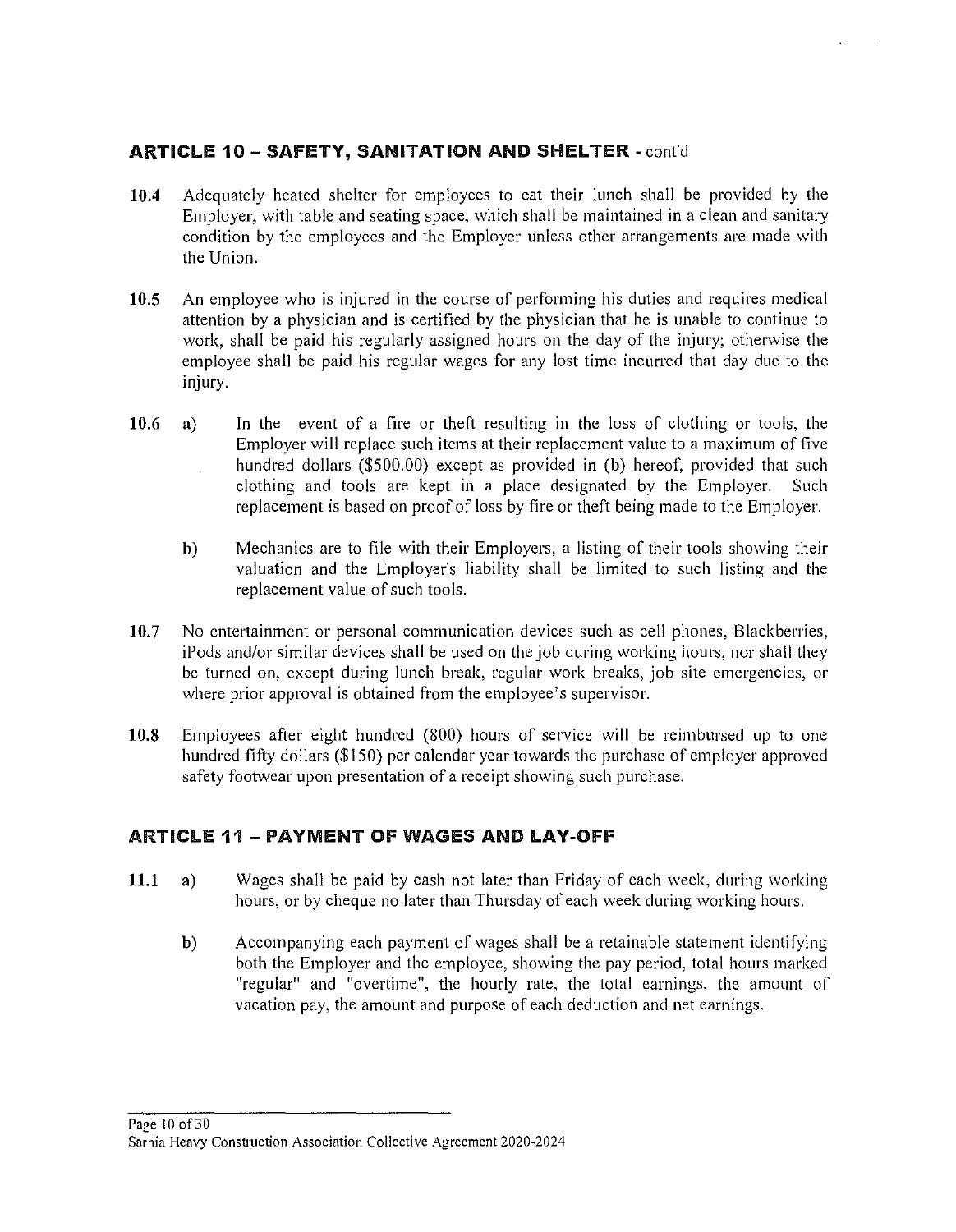## ARTICLE 10 – SAFETY, SANITATION AND SHELTER - cont'd

**10.4** Adequately heated shelter for employees to eat their lunch shall be provided by the Employer, with table and seating space, which shall be maintained in a clean and sanitary condition by the employees and the Employer unless other arrangements are made with the Union.

**10.5** An employee who is injured in the course of performing his duties and requires medical attention by a physician and is certified by the physician that he is unable to continue to work, shall be paid his regularly assigned hours on the day of the injury; otherwise the employee shall be paid his regular wages for any lost time incurred that day due to the injury.

**10.6** a) In the event of a fire or theft resulting in the loss of clothing or tools, the Employer will replace such items at their replacement value to a maximum of five hundred dollars ($500.00) except as provided in (b) hereof, provided that such clothing and tools are kept in a place designated by the Employer. Such replacement is based on proof of loss by fire or theft being made to the Employer.

b) Mechanics are to file with their Employers, a listing of their tools showing their valuation and the Employer's liability shall be limited to such listing and the replacement value of such tools.

**10.7** No entertainment or personal communication devices such as cell phones, Blackberries, iPods and/or similar devices shall be used on the job during working hours, nor shall they be turned on, except during lunch break, regular work breaks, job site emergencies, or where prior approval is obtained from the employee's supervisor.

**10.8** Employees after eight hundred (800) hours of service will be reimbursed up to one hundred fifty dollars ($150) per calendar year towards the purchase of employer approved safety footwear upon presentation of a receipt showing such purchase.

## ARTICLE 11 – PAYMENT OF WAGES AND LAY-OFF

**11.1** a) Wages shall be paid by cash not later than Friday of each week, during working hours, or by cheque no later than Thursday of each week during working hours.

b) Accompanying each payment of wages shall be a retainable statement identifying both the Employer and the employee, showing the pay period, total hours marked "regular" and "overtime", the hourly rate, the total earnings, the amount of vacation pay, the amount and purpose of each deduction and net earnings.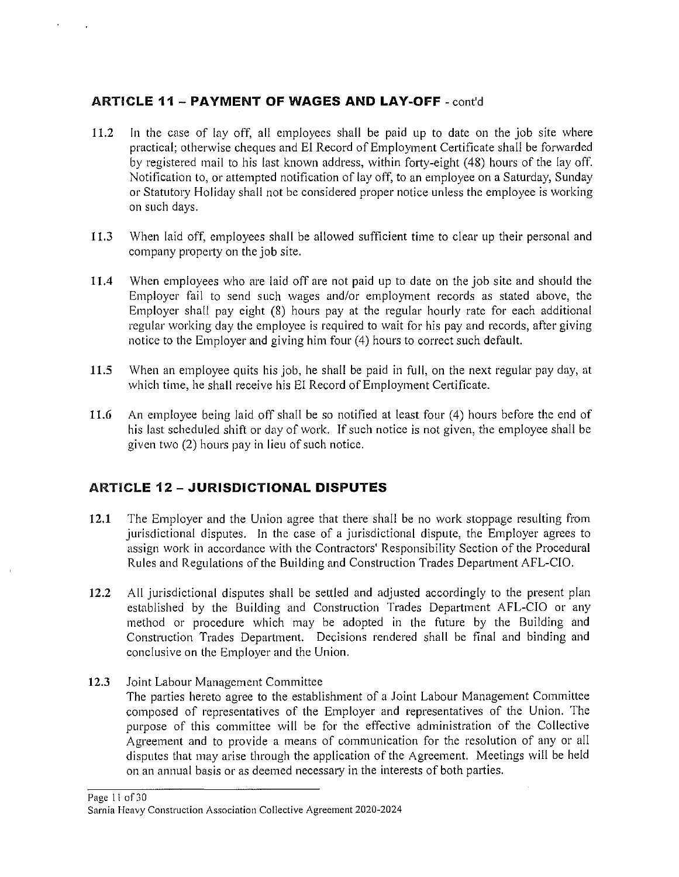## ARTICLE 11 – PAYMENT OF WAGES AND LAY-OFF - cont'd

11.2 In the case of lay off, all employees shall be paid up to date on the job site where practical; otherwise cheques and EI Record of Employment Certificate shall be forwarded by registered mail to his last known address, within forty-eight (48) hours of the lay off. Notification to, or attempted notification of lay off, to an employee on a Saturday, Sunday or Statutory Holiday shall not be considered proper notice unless the employee is working on such days.

11.3 When laid off, employees shall be allowed sufficient time to clear up their personal and company property on the job site.

11.4 When employees who are laid off are not paid up to date on the job site and should the Employer fail to send such wages and/or employment records as stated above, the Employer shall pay eight (8) hours pay at the regular hourly rate for each additional regular working day the employee is required to wait for his pay and records, after giving notice to the Employer and giving him four (4) hours to correct such default.

11.5 When an employee quits his job, he shall be paid in full, on the next regular pay day, at which time, he shall receive his EI Record of Employment Certificate.

11.6 An employee being laid off shall be so notified at least four (4) hours before the end of his last scheduled shift or day of work. If such notice is not given, the employee shall be given two (2) hours pay in lieu of such notice.

## ARTICLE 12 – JURISDICTIONAL DISPUTES

12.1 The Employer and the Union agree that there shall be no work stoppage resulting from jurisdictional disputes. In the case of a jurisdictional dispute, the Employer agrees to assign work in accordance with the Contractors' Responsibility Section of the Procedural Rules and Regulations of the Building and Construction Trades Department AFL-CIO.

12.2 All jurisdictional disputes shall be settled and adjusted accordingly to the present plan established by the Building and Construction Trades Department AFL-CIO or any method or procedure which may be adopted in the future by the Building and Construction Trades Department. Decisions rendered shall be final and binding and conclusive on the Employer and the Union.

12.3 Joint Labour Management Committee
The parties hereto agree to the establishment of a Joint Labour Management Committee composed of representatives of the Employer and representatives of the Union. The purpose of this committee will be for the effective administration of the Collective Agreement and to provide a means of communication for the resolution of any or all disputes that may arise through the application of the Agreement. Meetings will be held on an annual basis or as deemed necessary in the interests of both parties.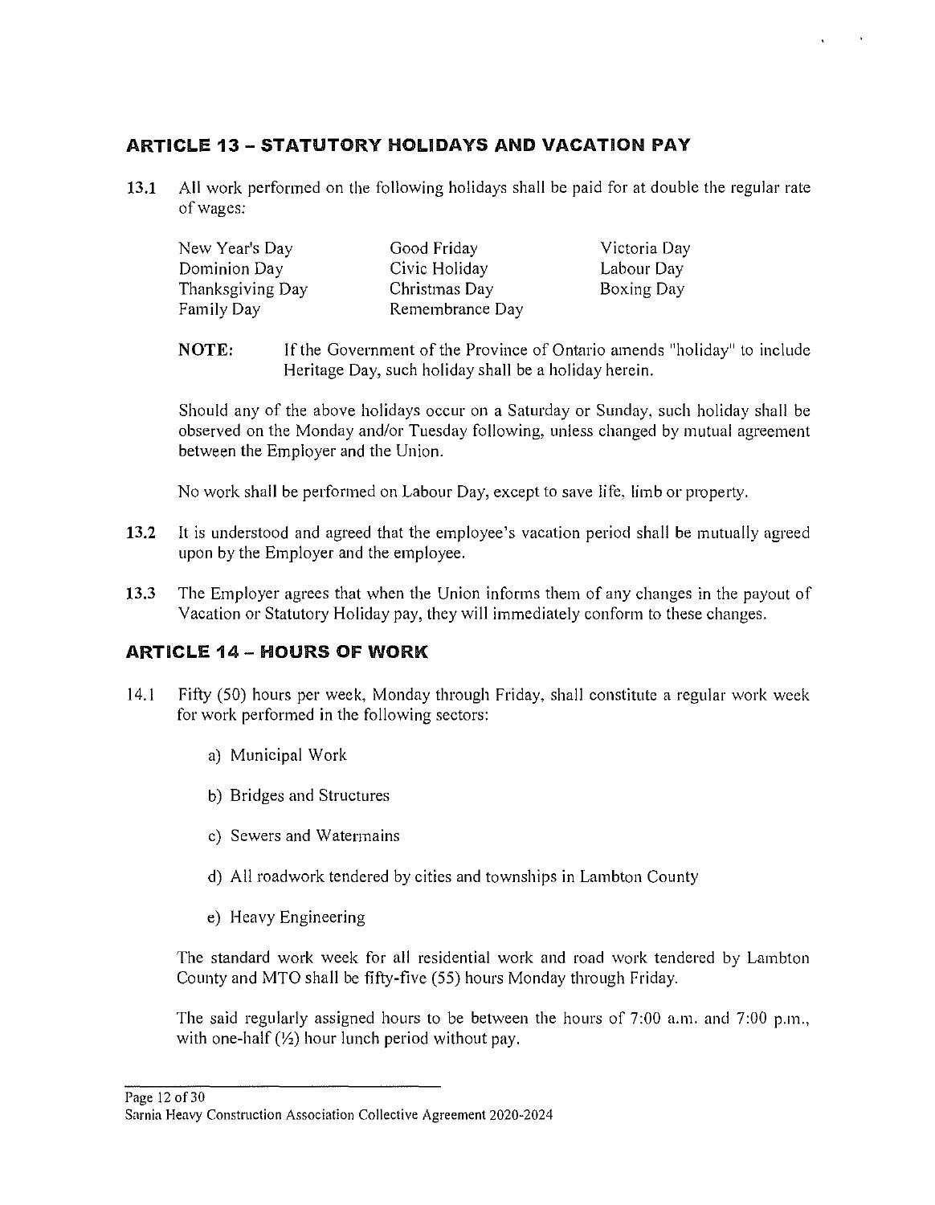## ARTICLE 13 – STATUTORY HOLIDAYS AND VACATION PAY

**13.1** All work performed on the following holidays shall be paid for at double the regular rate of wages:

| | | |
|---|---|---|
| New Year's Day | Good Friday | Victoria Day |
| Dominion Day | Civic Holiday | Labour Day |
| Thanksgiving Day | Christmas Day | Boxing Day |
| Family Day | Remembrance Day | |

**NOTE:** If the Government of the Province of Ontario amends "holiday" to include Heritage Day, such holiday shall be a holiday herein.

Should any of the above holidays occur on a Saturday or Sunday, such holiday shall be observed on the Monday and/or Tuesday following, unless changed by mutual agreement between the Employer and the Union.

No work shall be performed on Labour Day, except to save life, limb or property.

**13.2** It is understood and agreed that the employee's vacation period shall be mutually agreed upon by the Employer and the employee.

**13.3** The Employer agrees that when the Union informs them of any changes in the payout of Vacation or Statutory Holiday pay, they will immediately conform to these changes.

## ARTICLE 14 – HOURS OF WORK

14.1 Fifty (50) hours per week, Monday through Friday, shall constitute a regular work week for work performed in the following sectors:

a) Municipal Work

b) Bridges and Structures

c) Sewers and Watermains

d) All roadwork tendered by cities and townships in Lambton County

e) Heavy Engineering

The standard work week for all residential work and road work tendered by Lambton County and MTO shall be fifty-five (55) hours Monday through Friday.

The said regularly assigned hours to be between the hours of 7:00 a.m. and 7:00 p.m., with one-half (½) hour lunch period without pay.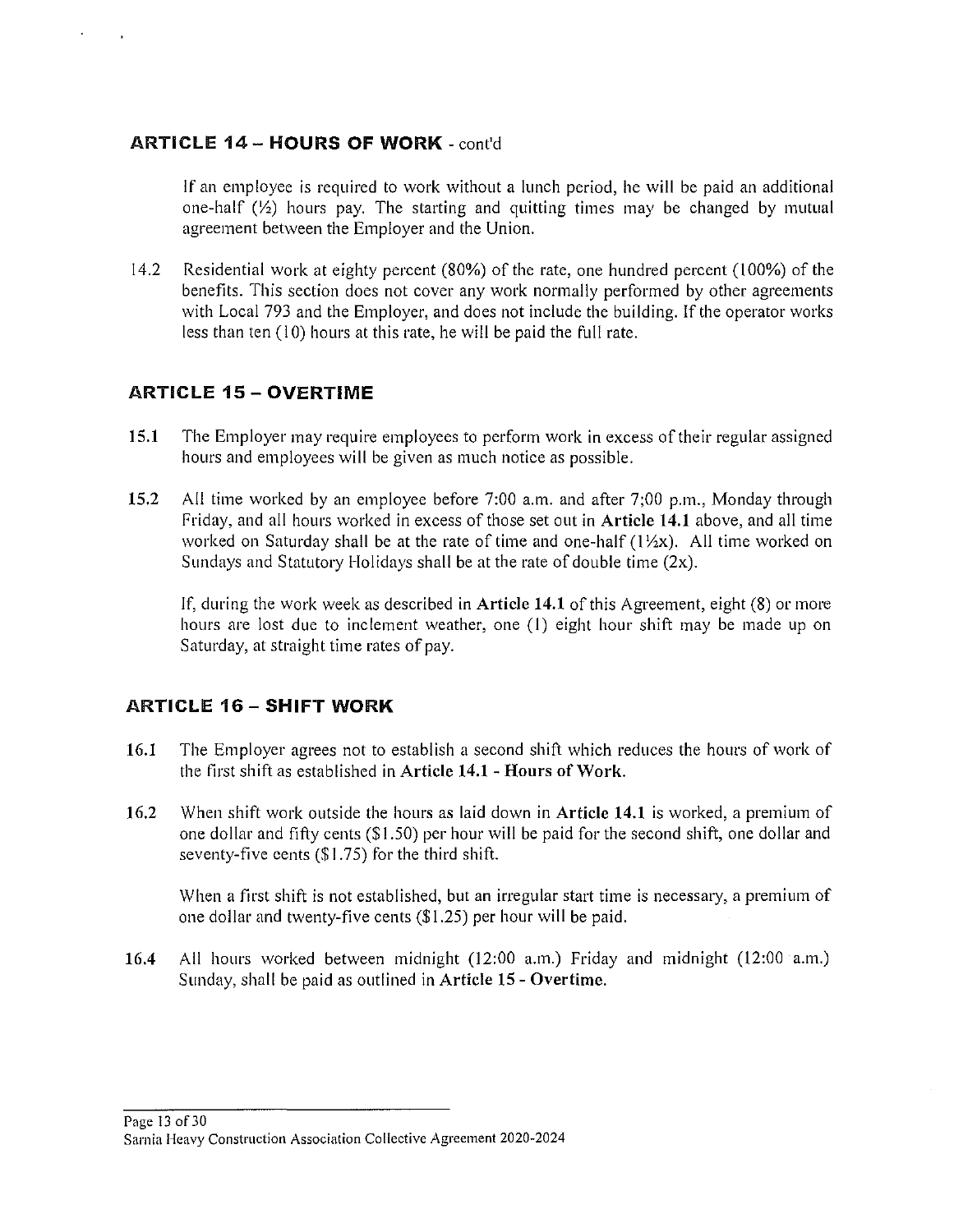## ARTICLE 14 – HOURS OF WORK - cont'd

If an employee is required to work without a lunch period, he will be paid an additional one-half (½) hours pay. The starting and quitting times may be changed by mutual agreement between the Employer and the Union.

14.2 Residential work at eighty percent (80%) of the rate, one hundred percent (100%) of the benefits. This section does not cover any work normally performed by other agreements with Local 793 and the Employer, and does not include the building. If the operator works less than ten (10) hours at this rate, he will be paid the full rate.

## ARTICLE 15 – OVERTIME

**15.1** The Employer may require employees to perform work in excess of their regular assigned hours and employees will be given as much notice as possible.

**15.2** All time worked by an employee before 7:00 a.m. and after 7;00 p.m., Monday through Friday, and all hours worked in excess of those set out in **Article 14.1** above, and all time worked on Saturday shall be at the rate of time and one-half (1½x). All time worked on Sundays and Statutory Holidays shall be at the rate of double time (2x).

If, during the work week as described in **Article 14.1** of this Agreement, eight (8) or more hours are lost due to inclement weather, one (1) eight hour shift may be made up on Saturday, at straight time rates of pay.

## ARTICLE 16 – SHIFT WORK

**16.1** The Employer agrees not to establish a second shift which reduces the hours of work of the first shift as established in **Article 14.1 - Hours of Work.**

**16.2** When shift work outside the hours as laid down in **Article 14.1** is worked, a premium of one dollar and fifty cents ($1.50) per hour will be paid for the second shift, one dollar and seventy-five cents ($1.75) for the third shift.

When a first shift is not established, but an irregular start time is necessary, a premium of one dollar and twenty-five cents ($1.25) per hour will be paid.

**16.4** All hours worked between midnight (12:00 a.m.) Friday and midnight (12:00 a.m.) Sunday, shall be paid as outlined in **Article 15 - Overtime.**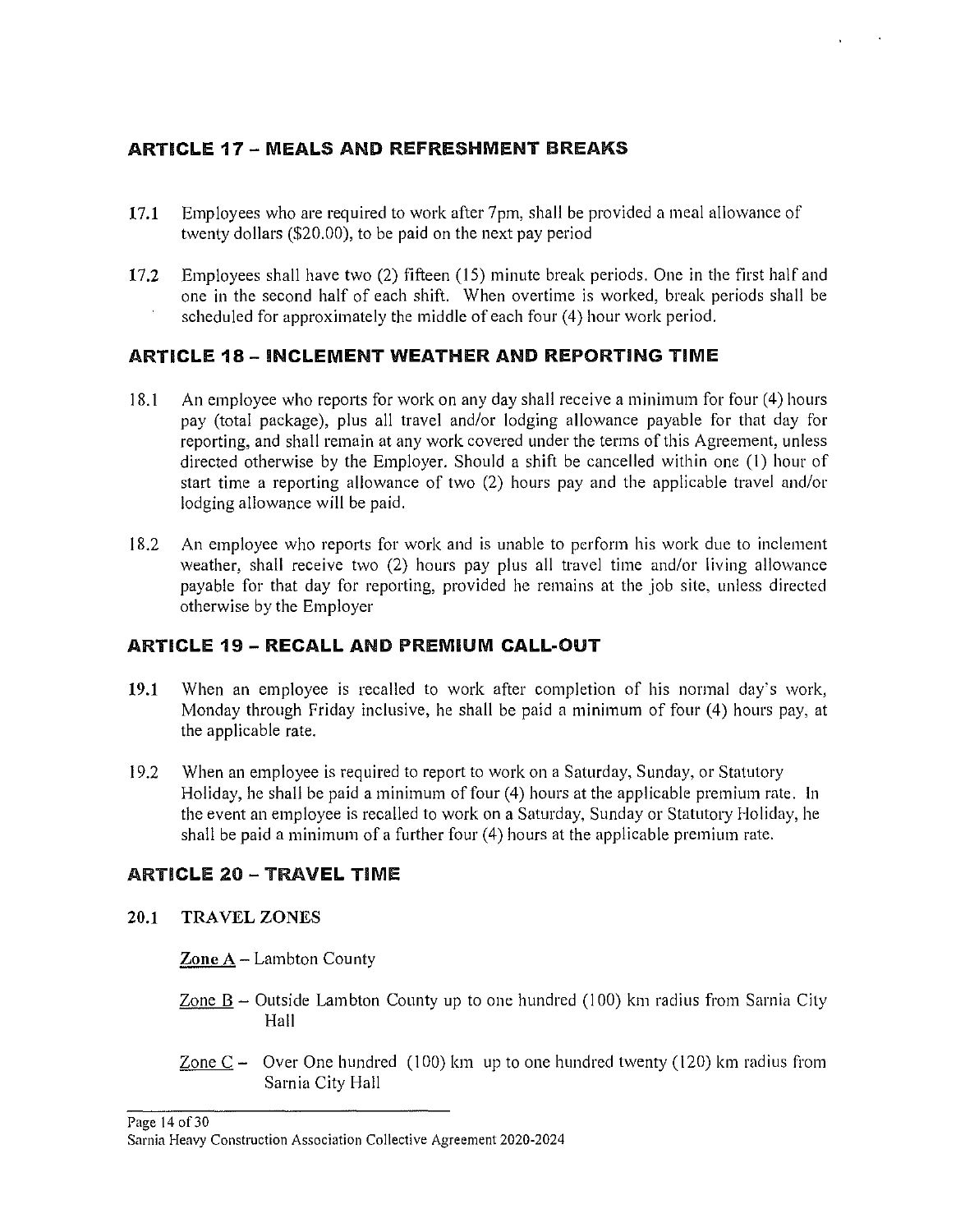## ARTICLE 17 – MEALS AND REFRESHMENT BREAKS

**17.1** Employees who are required to work after 7pm, shall be provided a meal allowance of twenty dollars ($20.00), to be paid on the next pay period

**17.2** Employees shall have two (2) fifteen (15) minute break periods. One in the first half and one in the second half of each shift. When overtime is worked, break periods shall be scheduled for approximately the middle of each four (4) hour work period.

## ARTICLE 18 – INCLEMENT WEATHER AND REPORTING TIME

18.1 An employee who reports for work on any day shall receive a minimum for four (4) hours pay (total package), plus all travel and/or lodging allowance payable for that day for reporting, and shall remain at any work covered under the terms of this Agreement, unless directed otherwise by the Employer. Should a shift be cancelled within one (1) hour of start time a reporting allowance of two (2) hours pay and the applicable travel and/or lodging allowance will be paid.

18.2 An employee who reports for work and is unable to perform his work due to inclement weather, shall receive two (2) hours pay plus all travel time and/or living allowance payable for that day for reporting, provided he remains at the job site, unless directed otherwise by the Employer

## ARTICLE 19 – RECALL AND PREMIUM CALL-OUT

**19.1** When an employee is recalled to work after completion of his normal day's work, Monday through Friday inclusive, he shall be paid a minimum of four (4) hours pay, at the applicable rate.

19.2 When an employee is required to report to work on a Saturday, Sunday, or Statutory Holiday, he shall be paid a minimum of four (4) hours at the applicable premium rate. In the event an employee is recalled to work on a Saturday, Sunday or Statutory Holiday, he shall be paid a minimum of a further four (4) hours at the applicable premium rate.

## ARTICLE 20 – TRAVEL TIME

**20.1 TRAVEL ZONES**

**Zone A** – Lambton County

Zone B – Outside Lambton County up to one hundred (100) km radius from Sarnia City Hall

Zone C – Over One hundred (100) km up to one hundred twenty (120) km radius from Sarnia City Hall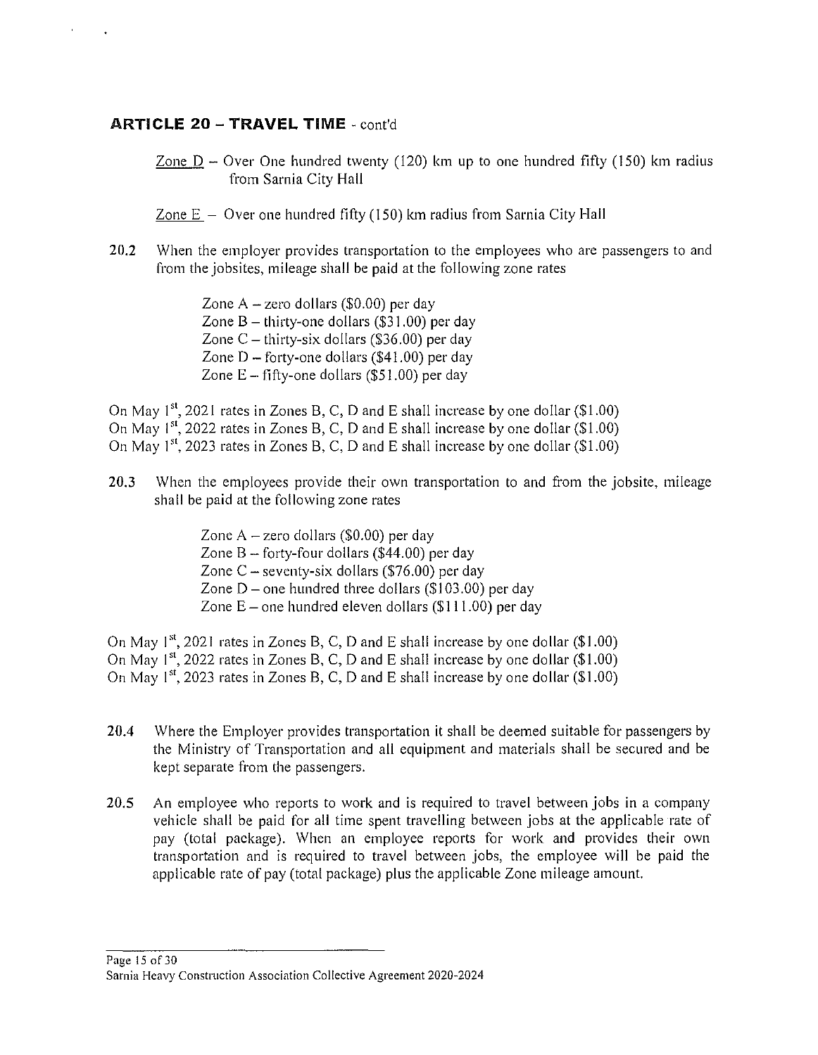## ARTICLE 20 – TRAVEL TIME - cont'd

Zone D – Over One hundred twenty (120) km up to one hundred fifty (150) km radius from Sarnia City Hall

Zone E – Over one hundred fifty (150) km radius from Sarnia City Hall

20.2 When the employer provides transportation to the employees who are passengers to and from the jobsites, mileage shall be paid at the following zone rates

Zone A – zero dollars ($0.00) per day
Zone B – thirty-one dollars ($31.00) per day
Zone C – thirty-six dollars ($36.00) per day
Zone D – forty-one dollars ($41.00) per day
Zone E – fifty-one dollars ($51.00) per day

On May 1st, 2021 rates in Zones B, C, D and E shall increase by one dollar ($1.00)
On May 1st, 2022 rates in Zones B, C, D and E shall increase by one dollar ($1.00)
On May 1st, 2023 rates in Zones B, C, D and E shall increase by one dollar ($1.00)

20.3 When the employees provide their own transportation to and from the jobsite, mileage shall be paid at the following zone rates

Zone A – zero dollars ($0.00) per day
Zone B – forty-four dollars ($44.00) per day
Zone C – seventy-six dollars ($76.00) per day
Zone D – one hundred three dollars ($103.00) per day
Zone E – one hundred eleven dollars ($111.00) per day

On May 1st, 2021 rates in Zones B, C, D and E shall increase by one dollar ($1.00)
On May 1st, 2022 rates in Zones B, C, D and E shall increase by one dollar ($1.00)
On May 1st, 2023 rates in Zones B, C, D and E shall increase by one dollar ($1.00)

20.4 Where the Employer provides transportation it shall be deemed suitable for passengers by the Ministry of Transportation and all equipment and materials shall be secured and be kept separate from the passengers.

20.5 An employee who reports to work and is required to travel between jobs in a company vehicle shall be paid for all time spent travelling between jobs at the applicable rate of pay (total package). When an employee reports for work and provides their own transportation and is required to travel between jobs, the employee will be paid the applicable rate of pay (total package) plus the applicable Zone mileage amount.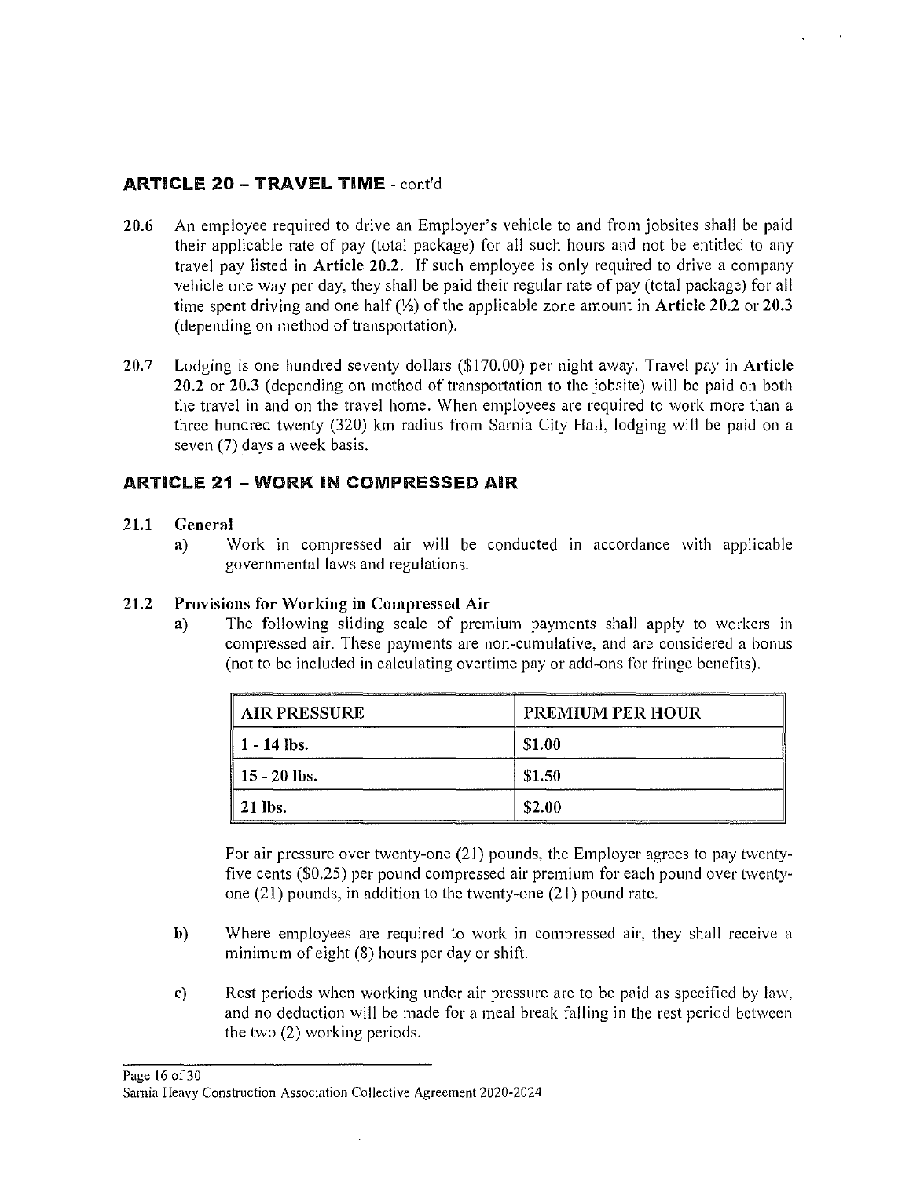## ARTICLE 20 – TRAVEL TIME - cont'd

**20.6** An employee required to drive an Employer's vehicle to and from jobsites shall be paid their applicable rate of pay (total package) for all such hours and not be entitled to any travel pay listed in **Article 20.2.** If such employee is only required to drive a company vehicle one way per day, they shall be paid their regular rate of pay (total package) for all time spent driving and one half (½) of the applicable zone amount in **Article 20.2** or **20.3** (depending on method of transportation).

**20.7** Lodging is one hundred seventy dollars ($170.00) per night away. Travel pay in **Article 20.2** or **20.3** (depending on method of transportation to the jobsite) will be paid on both the travel in and on the travel home. When employees are required to work more than a three hundred twenty (320) km radius from Sarnia City Hall, lodging will be paid on a seven (7) days a week basis.

## ARTICLE 21 – WORK IN COMPRESSED AIR

**21.1 General**

a) Work in compressed air will be conducted in accordance with applicable governmental laws and regulations.

**21.2 Provisions for Working in Compressed Air**

a) The following sliding scale of premium payments shall apply to workers in compressed air. These payments are non-cumulative, and are considered a bonus (not to be included in calculating overtime pay or add-ons for fringe benefits).

| AIR PRESSURE | PREMIUM PER HOUR |
|---|---|
| 1 - 14 lbs. | $1.00 |
| 15 - 20 lbs. | $1.50 |
| 21 lbs. | $2.00 |

For air pressure over twenty-one (21) pounds, the Employer agrees to pay twenty-five cents ($0.25) per pound compressed air premium for each pound over twenty-one (21) pounds, in addition to the twenty-one (21) pound rate.

b) Where employees are required to work in compressed air, they shall receive a minimum of eight (8) hours per day or shift.

c) Rest periods when working under air pressure are to be paid as specified by law, and no deduction will be made for a meal break falling in the rest period between the two (2) working periods.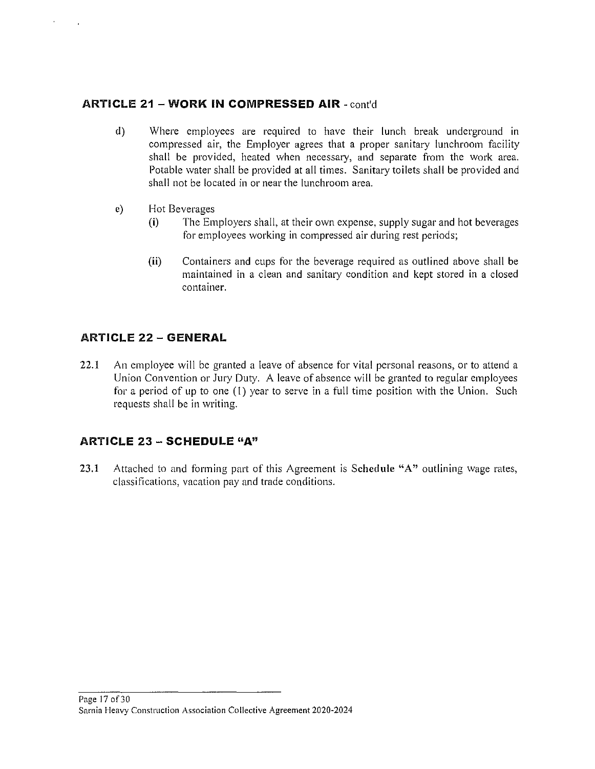## ARTICLE 21 – WORK IN COMPRESSED AIR - cont'd

d) Where employees are required to have their lunch break underground in compressed air, the Employer agrees that a proper sanitary lunchroom facility shall be provided, heated when necessary, and separate from the work area. Potable water shall be provided at all times. Sanitary toilets shall be provided and shall not be located in or near the lunchroom area.

e) Hot Beverages

   **(i)** The Employers shall, at their own expense, supply sugar and hot beverages for employees working in compressed air during rest periods;

   **(ii)** Containers and cups for the beverage required as outlined above shall be maintained in a clean and sanitary condition and kept stored in a closed container.

## ARTICLE 22 – GENERAL

22.1 An employee will be granted a leave of absence for vital personal reasons, or to attend a Union Convention or Jury Duty. A leave of absence will be granted to regular employees for a period of up to one (1) year to serve in a full time position with the Union. Such requests shall be in writing.

## ARTICLE 23 – SCHEDULE "A"

**23.1** Attached to and forming part of this Agreement is **Schedule "A"** outlining wage rates, classifications, vacation pay and trade conditions.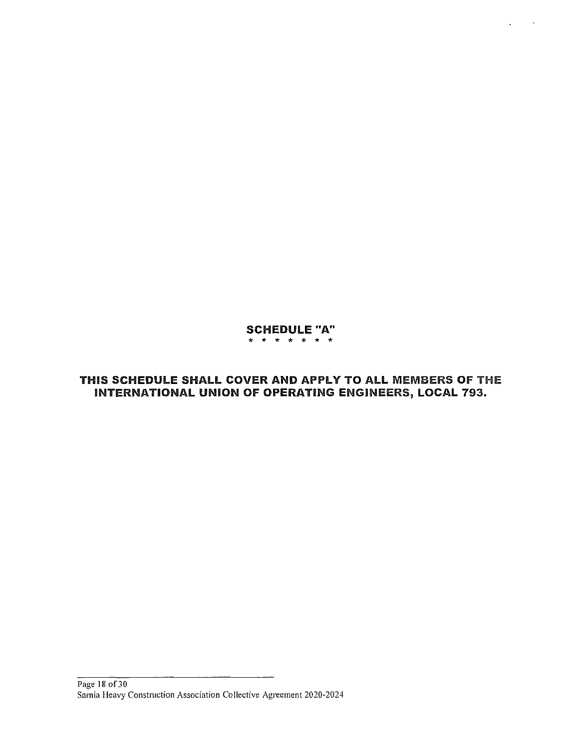# SCHEDULE "A"

\* \* \* \* \* \* \*

**THIS SCHEDULE SHALL COVER AND APPLY TO ALL MEMBERS OF THE INTERNATIONAL UNION OF OPERATING ENGINEERS, LOCAL 793.**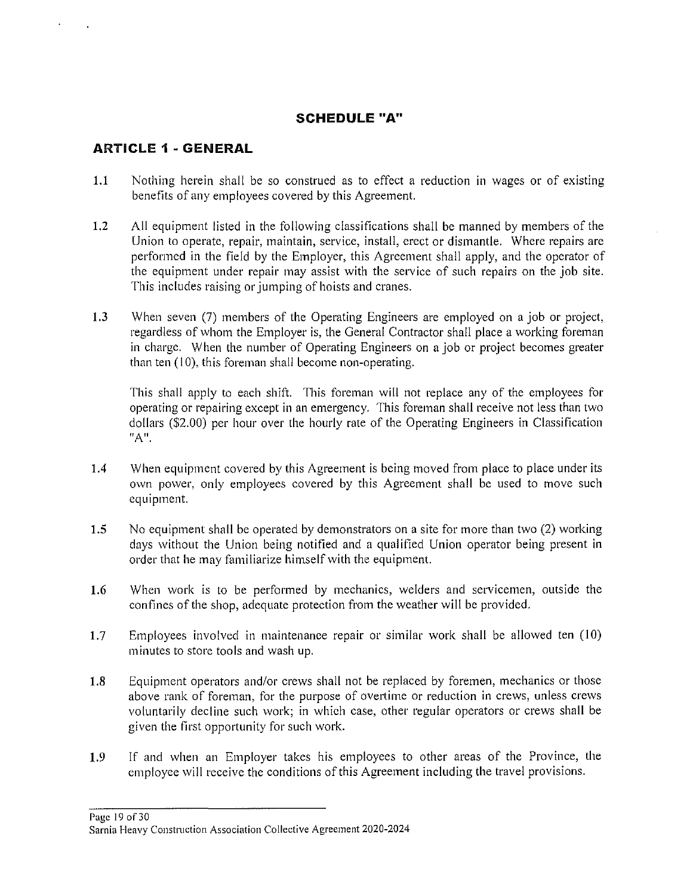## SCHEDULE "A"

### ARTICLE 1 - GENERAL

1.1 Nothing herein shall be so construed as to effect a reduction in wages or of existing benefits of any employees covered by this Agreement.

1.2 All equipment listed in the following classifications shall be manned by members of the Union to operate, repair, maintain, service, install, erect or dismantle. Where repairs are performed in the field by the Employer, this Agreement shall apply, and the operator of the equipment under repair may assist with the service of such repairs on the job site. This includes raising or jumping of hoists and cranes.

1.3 When seven (7) members of the Operating Engineers are employed on a job or project, regardless of whom the Employer is, the General Contractor shall place a working foreman in charge. When the number of Operating Engineers on a job or project becomes greater than ten (10), this foreman shall become non-operating.

This shall apply to each shift. This foreman will not replace any of the employees for operating or repairing except in an emergency. This foreman shall receive not less than two dollars ($2.00) per hour over the hourly rate of the Operating Engineers in Classification "A".

1.4 When equipment covered by this Agreement is being moved from place to place under its own power, only employees covered by this Agreement shall be used to move such equipment.

1.5 No equipment shall be operated by demonstrators on a site for more than two (2) working days without the Union being notified and a qualified Union operator being present in order that he may familiarize himself with the equipment.

1.6 When work is to be performed by mechanics, welders and servicemen, outside the confines of the shop, adequate protection from the weather will be provided.

1.7 Employees involved in maintenance repair or similar work shall be allowed ten (10) minutes to store tools and wash up.

1.8 Equipment operators and/or crews shall not be replaced by foremen, mechanics or those above rank of foreman, for the purpose of overtime or reduction in crews, unless crews voluntarily decline such work; in which case, other regular operators or crews shall be given the first opportunity for such work.

1.9 If and when an Employer takes his employees to other areas of the Province, the employee will receive the conditions of this Agreement including the travel provisions.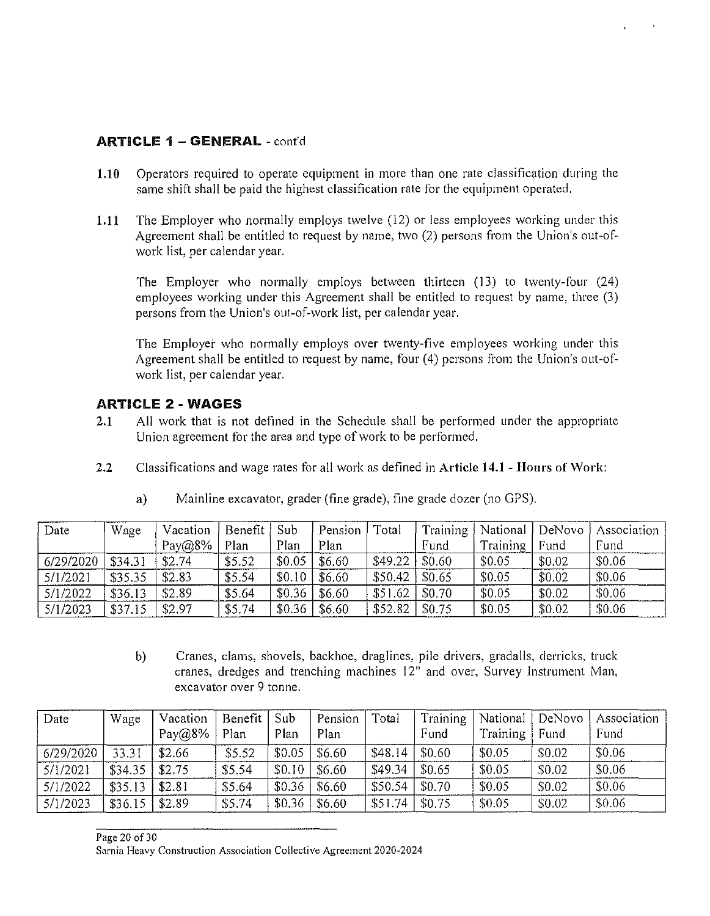## ARTICLE 1 – GENERAL - cont'd

**1.10** Operators required to operate equipment in more than one rate classification during the same shift shall be paid the highest classification rate for the equipment operated.

**1.11** The Employer who normally employs twelve (12) or less employees working under this Agreement shall be entitled to request by name, two (2) persons from the Union's out-of-work list, per calendar year.

The Employer who normally employs between thirteen (13) to twenty-four (24) employees working under this Agreement shall be entitled to request by name, three (3) persons from the Union's out-of-work list, per calendar year.

The Employer who normally employs over twenty-five employees working under this Agreement shall be entitled to request by name, four (4) persons from the Union's out-of-work list, per calendar year.

## ARTICLE 2 - WAGES

**2.1** All work that is not defined in the Schedule shall be performed under the appropriate Union agreement for the area and type of work to be performed.

**2.2** Classifications and wage rates for all work as defined in **Article 14.1 - Hours of Work**:

a) Mainline excavator, grader (fine grade), fine grade dozer (no GPS).

| Date | Wage | Vacation Pay@8% | Benefit Plan | Sub Plan | Pension Plan | Total | Training Fund | National Training | DeNovo Fund | Association Fund |
|---|---|---|---|---|---|---|---|---|---|---|
| 6/29/2020 | $34.31 | $2.74 | $5.52 | $0.05 | $6.60 | $49.22 | $0.60 | $0.05 | $0.02 | $0.06 |
| 5/1/2021 | $35.35 | $2.83 | $5.54 | $0.10 | $6.60 | $50.42 | $0.65 | $0.05 | $0.02 | $0.06 |
| 5/1/2022 | $36.13 | $2.89 | $5.64 | $0.36 | $6.60 | $51.62 | $0.70 | $0.05 | $0.02 | $0.06 |
| 5/1/2023 | $37.15 | $2.97 | $5.74 | $0.36 | $6.60 | $52.82 | $0.75 | $0.05 | $0.02 | $0.06 |

b) Cranes, clams, shovels, backhoe, draglines, pile drivers, gradalls, derricks, truck cranes, dredges and trenching machines 12" and over, Survey Instrument Man, excavator over 9 tonne.

| Date | Wage | Vacation Pay@8% | Benefit Plan | Sub Plan | Pension Plan | Total | Training Fund | National Training | DeNovo Fund | Association Fund |
|---|---|---|---|---|---|---|---|---|---|---|
| 6/29/2020 | 33.31 | $2.66 | $5.52 | $0.05 | $6.60 | $48.14 | $0.60 | $0.05 | $0.02 | $0.06 |
| 5/1/2021 | $34.35 | $2.75 | $5.54 | $0.10 | $6.60 | $49.34 | $0.65 | $0.05 | $0.02 | $0.06 |
| 5/1/2022 | $35.13 | $2.81 | $5.64 | $0.36 | $6.60 | $50.54 | $0.70 | $0.05 | $0.02 | $0.06 |
| 5/1/2023 | $36.15 | $2.89 | $5.74 | $0.36 | $6.60 | $51.74 | $0.75 | $0.05 | $0.02 | $0.06 |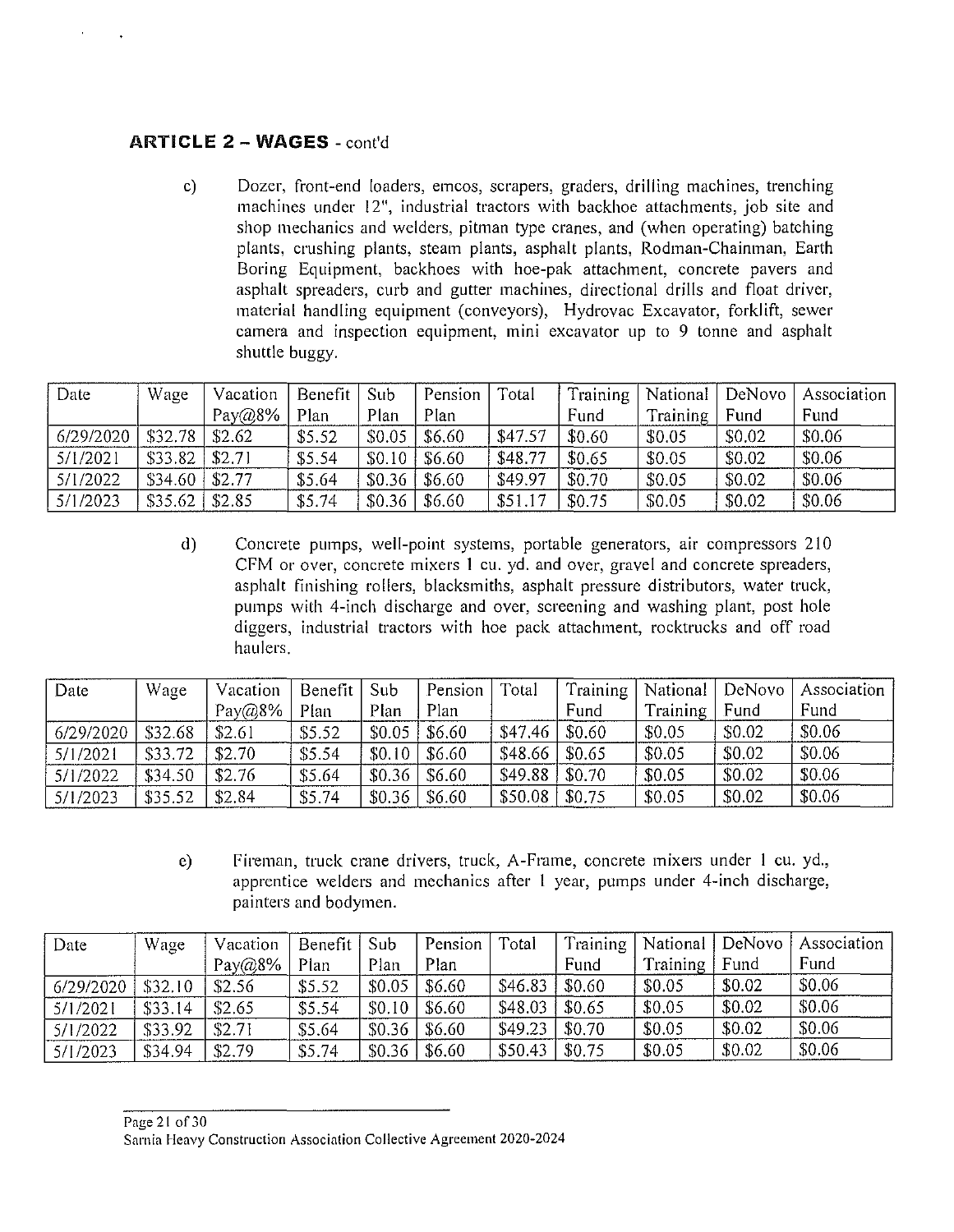## ARTICLE 2 – WAGES - cont'd

c) Dozer, front-end loaders, emcos, scrapers, graders, drilling machines, trenching machines under 12", industrial tractors with backhoe attachments, job site and shop mechanics and welders, pitman type cranes, and (when operating) batching plants, crushing plants, steam plants, asphalt plants, Rodman-Chainman, Earth Boring Equipment, backhoes with hoe-pak attachment, concrete pavers and asphalt spreaders, curb and gutter machines, directional drills and float driver, material handling equipment (conveyors), Hydrovac Excavator, forklift, sewer camera and inspection equipment, mini excavator up to 9 tonne and asphalt shuttle buggy.

| Date | Wage | Vacation Pay@8% | Benefit Plan | Sub Plan | Pension Plan | Total | Training Fund | National Training | DeNovo Fund | Association Fund |
|---|---|---|---|---|---|---|---|---|---|---|
| 6/29/2020 | $32.78 | $2.62 | $5.52 | $0.05 | $6.60 | $47.57 | $0.60 | $0.05 | $0.02 | $0.06 |
| 5/1/2021 | $33.82 | $2.71 | $5.54 | $0.10 | $6.60 | $48.77 | $0.65 | $0.05 | $0.02 | $0.06 |
| 5/1/2022 | $34.60 | $2.77 | $5.64 | $0.36 | $6.60 | $49.97 | $0.70 | $0.05 | $0.02 | $0.06 |
| 5/1/2023 | $35.62 | $2.85 | $5.74 | $0.36 | $6.60 | $51.17 | $0.75 | $0.05 | $0.02 | $0.06 |

d) Concrete pumps, well-point systems, portable generators, air compressors 210 CFM or over, concrete mixers 1 cu. yd. and over, gravel and concrete spreaders, asphalt finishing rollers, blacksmiths, asphalt pressure distributors, water truck, pumps with 4-inch discharge and over, screening and washing plant, post hole diggers, industrial tractors with hoe pack attachment, rocktrucks and off road haulers.

| Date | Wage | Vacation Pay@8% | Benefit Plan | Sub Plan | Pension Plan | Total | Training Fund | National Training | DeNovo Fund | Association Fund |
|---|---|---|---|---|---|---|---|---|---|---|
| 6/29/2020 | $32.68 | $2.61 | $5.52 | $0.05 | $6.60 | $47.46 | $0.60 | $0.05 | $0.02 | $0.06 |
| 5/1/2021 | $33.72 | $2.70 | $5.54 | $0.10 | $6.60 | $48.66 | $0.65 | $0.05 | $0.02 | $0.06 |
| 5/1/2022 | $34.50 | $2.76 | $5.64 | $0.36 | $6.60 | $49.88 | $0.70 | $0.05 | $0.02 | $0.06 |
| 5/1/2023 | $35.52 | $2.84 | $5.74 | $0.36 | $6.60 | $50.08 | $0.75 | $0.05 | $0.02 | $0.06 |

e) Fireman, truck crane drivers, truck, A-Frame, concrete mixers under 1 cu. yd., apprentice welders and mechanics after 1 year, pumps under 4-inch discharge, painters and bodymen.

| Date | Wage | Vacation Pay@8% | Benefit Plan | Sub Plan | Pension Plan | Total | Training Fund | National Training | DeNovo Fund | Association Fund |
|---|---|---|---|---|---|---|---|---|---|---|
| 6/29/2020 | $32.10 | $2.56 | $5.52 | $0.05 | $6.60 | $46.83 | $0.60 | $0.05 | $0.02 | $0.06 |
| 5/1/2021 | $33.14 | $2.65 | $5.54 | $0.10 | $6.60 | $48.03 | $0.65 | $0.05 | $0.02 | $0.06 |
| 5/1/2022 | $33.92 | $2.71 | $5.64 | $0.36 | $6.60 | $49.23 | $0.70 | $0.05 | $0.02 | $0.06 |
| 5/1/2023 | $34.94 | $2.79 | $5.74 | $0.36 | $6.60 | $50.43 | $0.75 | $0.05 | $0.02 | $0.06 |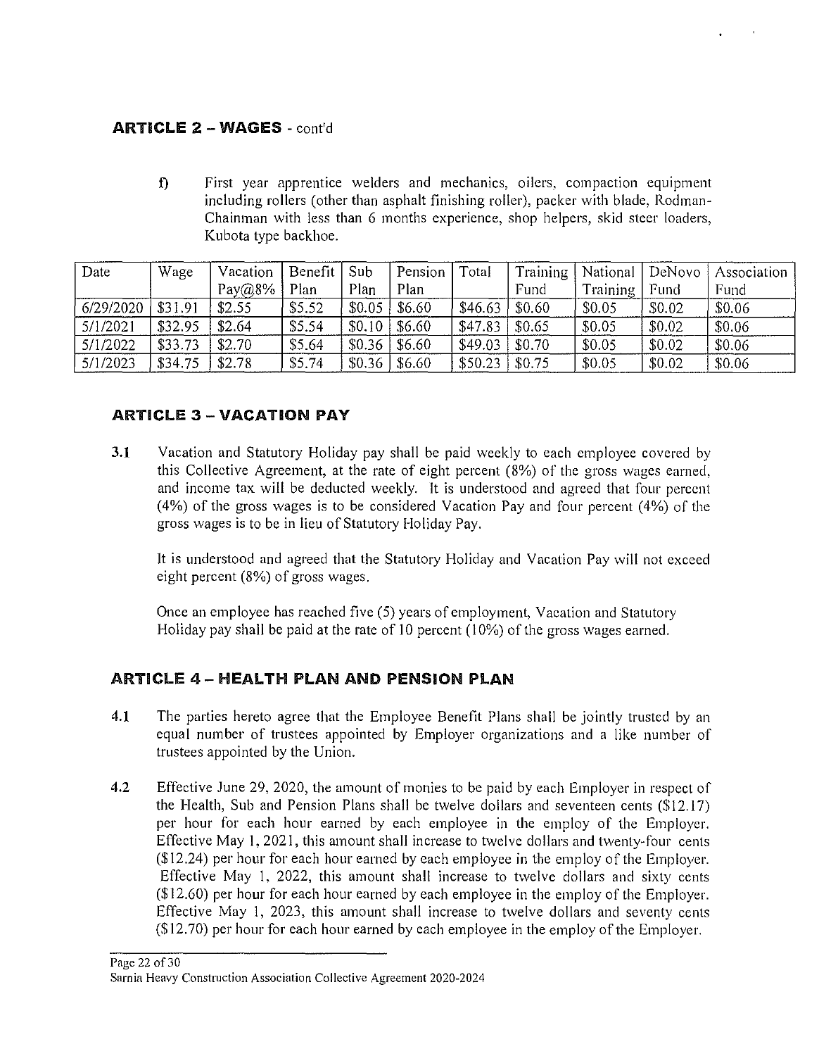## ARTICLE 2 – WAGES - cont'd

f) First year apprentice welders and mechanics, oilers, compaction equipment including rollers (other than asphalt finishing roller), packer with blade, Rodman-Chainman with less than 6 months experience, shop helpers, skid steer loaders, Kubota type backhoe.

| Date | Wage | Vacation Pay@8% | Benefit Plan | Sub Plan | Pension Plan | Total | Training Fund | National Training | DeNovo Fund | Association Fund |
|---|---|---|---|---|---|---|---|---|---|---|
| 6/29/2020 | $31.91 | $2.55 | $5.52 | $0.05 | $6.60 | $46.63 | $0.60 | $0.05 | $0.02 | $0.06 |
| 5/1/2021 | $32.95 | $2.64 | $5.54 | $0.10 | $6.60 | $47.83 | $0.65 | $0.05 | $0.02 | $0.06 |
| 5/1/2022 | $33.73 | $2.70 | $5.64 | $0.36 | $6.60 | $49.03 | $0.70 | $0.05 | $0.02 | $0.06 |
| 5/1/2023 | $34.75 | $2.78 | $5.74 | $0.36 | $6.60 | $50.23 | $0.75 | $0.05 | $0.02 | $0.06 |

## ARTICLE 3 – VACATION PAY

**3.1** Vacation and Statutory Holiday pay shall be paid weekly to each employee covered by this Collective Agreement, at the rate of eight percent (8%) of the gross wages earned, and income tax will be deducted weekly. It is understood and agreed that four percent (4%) of the gross wages is to be considered Vacation Pay and four percent (4%) of the gross wages is to be in lieu of Statutory Holiday Pay.

It is understood and agreed that the Statutory Holiday and Vacation Pay will not exceed eight percent (8%) of gross wages.

Once an employee has reached five (5) years of employment, Vacation and Statutory Holiday pay shall be paid at the rate of 10 percent (10%) of the gross wages earned.

## ARTICLE 4 – HEALTH PLAN AND PENSION PLAN

**4.1** The parties hereto agree that the Employee Benefit Plans shall be jointly trusted by an equal number of trustees appointed by Employer organizations and a like number of trustees appointed by the Union.

**4.2** Effective June 29, 2020, the amount of monies to be paid by each Employer in respect of the Health, Sub and Pension Plans shall be twelve dollars and seventeen cents ($12.17) per hour for each hour earned by each employee in the employ of the Employer. Effective May 1, 2021, this amount shall increase to twelve dollars and twenty-four cents ($12.24) per hour for each hour earned by each employee in the employ of the Employer. Effective May 1, 2022, this amount shall increase to twelve dollars and sixty cents ($12.60) per hour for each hour earned by each employee in the employ of the Employer. Effective May 1, 2023, this amount shall increase to twelve dollars and seventy cents ($12.70) per hour for each hour earned by each employee in the employ of the Employer.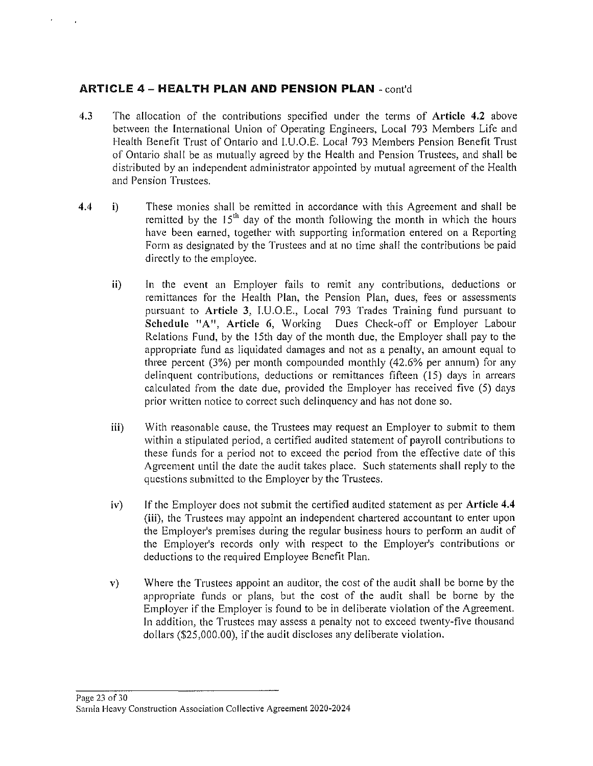## ARTICLE 4 – HEALTH PLAN AND PENSION PLAN - cont'd

4.3 The allocation of the contributions specified under the terms of **Article 4.2** above between the International Union of Operating Engineers, Local 793 Members Life and Health Benefit Trust of Ontario and I.U.O.E. Local 793 Members Pension Benefit Trust of Ontario shall be as mutually agreed by the Health and Pension Trustees, and shall be distributed by an independent administrator appointed by mutual agreement of the Health and Pension Trustees.

4.4 i) These monies shall be remitted in accordance with this Agreement and shall be remitted by the 15th day of the month following the month in which the hours have been earned, together with supporting information entered on a Reporting Form as designated by the Trustees and at no time shall the contributions be paid directly to the employee.

ii) In the event an Employer fails to remit any contributions, deductions or remittances for the Health Plan, the Pension Plan, dues, fees or assessments pursuant to **Article 3**, I.U.O.E., Local 793 Trades Training fund pursuant to **Schedule "A"**, **Article 6**, Working Dues Check-off or Employer Labour Relations Fund, by the 15th day of the month due, the Employer shall pay to the appropriate fund as liquidated damages and not as a penalty, an amount equal to three percent (3%) per month compounded monthly (42.6% per annum) for any delinquent contributions, deductions or remittances fifteen (15) days in arrears calculated from the date due, provided the Employer has received five (5) days prior written notice to correct such delinquency and has not done so.

iii) With reasonable cause, the Trustees may request an Employer to submit to them within a stipulated period, a certified audited statement of payroll contributions to these funds for a period not to exceed the period from the effective date of this Agreement until the date the audit takes place. Such statements shall reply to the questions submitted to the Employer by the Trustees.

iv) If the Employer does not submit the certified audited statement as per **Article 4.4 (iii)**, the Trustees may appoint an independent chartered accountant to enter upon the Employer's premises during the regular business hours to perform an audit of the Employer's records only with respect to the Employer's contributions or deductions to the required Employee Benefit Plan.

v) Where the Trustees appoint an auditor, the cost of the audit shall be borne by the appropriate funds or plans, but the cost of the audit shall be borne by the Employer if the Employer is found to be in deliberate violation of the Agreement. In addition, the Trustees may assess a penalty not to exceed twenty-five thousand dollars ($25,000.00), if the audit discloses any deliberate violation.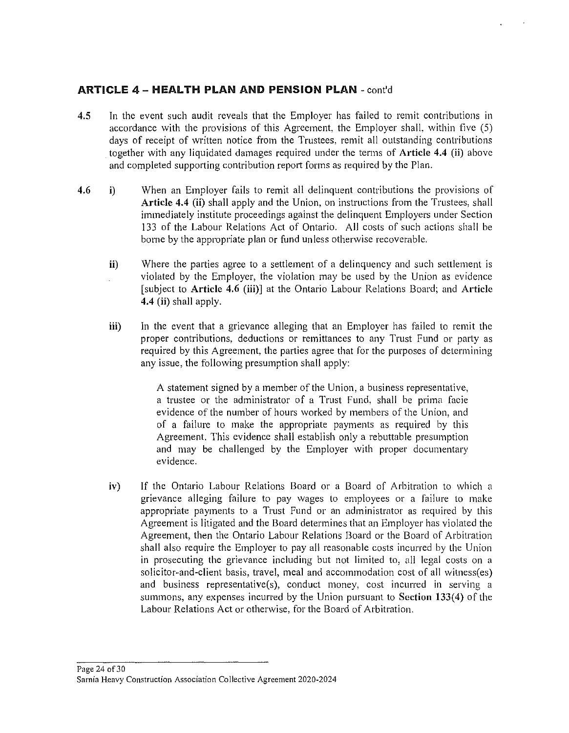## ARTICLE 4 – HEALTH PLAN AND PENSION PLAN - cont'd

**4.5** In the event such audit reveals that the Employer has failed to remit contributions in accordance with the provisions of this Agreement, the Employer shall, within five (5) days of receipt of written notice from the Trustees, remit all outstanding contributions together with any liquidated damages required under the terms of **Article 4.4 (ii)** above and completed supporting contribution report forms as required by the Plan.

**4.6** **i)** When an Employer fails to remit all delinquent contributions the provisions of **Article 4.4 (ii)** shall apply and the Union, on instructions from the Trustees, shall immediately institute proceedings against the delinquent Employers under Section 133 of the Labour Relations Act of Ontario. All costs of such actions shall be borne by the appropriate plan or fund unless otherwise recoverable.

**ii)** Where the parties agree to a settlement of a delinquency and such settlement is violated by the Employer, the violation may be used by the Union as evidence [subject to **Article 4.6 (iii)**] at the Ontario Labour Relations Board; and **Article 4.4 (ii)** shall apply.

**iii)** In the event that a grievance alleging that an Employer has failed to remit the proper contributions, deductions or remittances to any Trust Fund or party as required by this Agreement, the parties agree that for the purposes of determining any issue, the following presumption shall apply:

> A statement signed by a member of the Union, a business representative, a trustee or the administrator of a Trust Fund, shall be prima facie evidence of the number of hours worked by members of the Union, and of a failure to make the appropriate payments as required by this Agreement. This evidence shall establish only a rebuttable presumption and may be challenged by the Employer with proper documentary evidence.

**iv)** If the Ontario Labour Relations Board or a Board of Arbitration to which a grievance alleging failure to pay wages to employees or a failure to make appropriate payments to a Trust Fund or an administrator as required by this Agreement is litigated and the Board determines that an Employer has violated the Agreement, then the Ontario Labour Relations Board or the Board of Arbitration shall also require the Employer to pay all reasonable costs incurred by the Union in prosecuting the grievance including but not limited to, all legal costs on a solicitor-and-client basis, travel, meal and accommodation cost of all witness(es) and business representative(s), conduct money, cost incurred in serving a summons, any expenses incurred by the Union pursuant to **Section 133(4)** of the Labour Relations Act or otherwise, for the Board of Arbitration.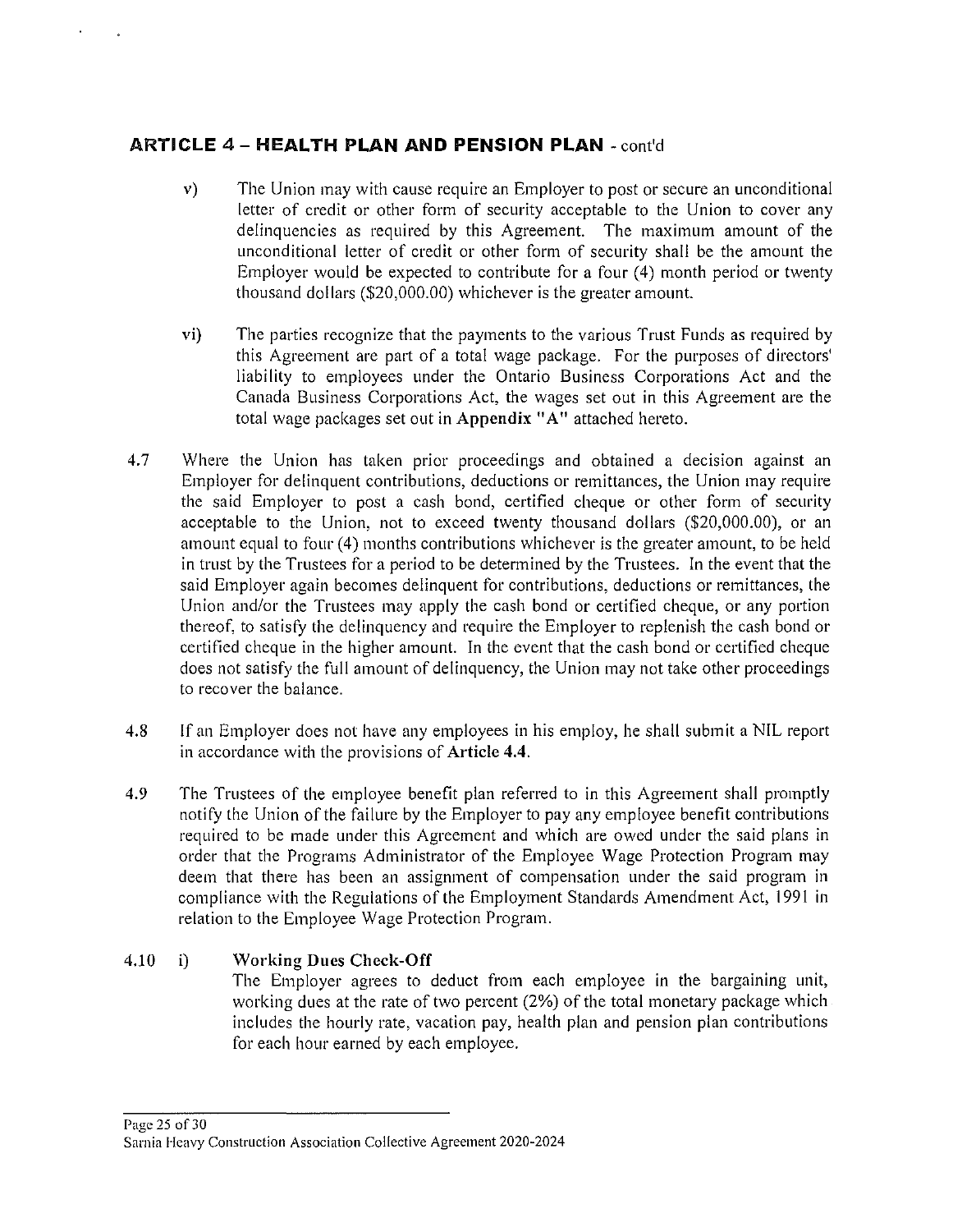## ARTICLE 4 – HEALTH PLAN AND PENSION PLAN - cont'd

v) The Union may with cause require an Employer to post or secure an unconditional letter of credit or other form of security acceptable to the Union to cover any delinquencies as required by this Agreement. The maximum amount of the unconditional letter of credit or other form of security shall be the amount the Employer would be expected to contribute for a four (4) month period or twenty thousand dollars ($20,000.00) whichever is the greater amount.

vi) The parties recognize that the payments to the various Trust Funds as required by this Agreement are part of a total wage package. For the purposes of directors' liability to employees under the Ontario Business Corporations Act and the Canada Business Corporations Act, the wages set out in this Agreement are the total wage packages set out in **Appendix "A"** attached hereto.

4.7 Where the Union has taken prior proceedings and obtained a decision against an Employer for delinquent contributions, deductions or remittances, the Union may require the said Employer to post a cash bond, certified cheque or other form of security acceptable to the Union, not to exceed twenty thousand dollars ($20,000.00), or an amount equal to four (4) months contributions whichever is the greater amount, to be held in trust by the Trustees for a period to be determined by the Trustees. In the event that the said Employer again becomes delinquent for contributions, deductions or remittances, the Union and/or the Trustees may apply the cash bond or certified cheque, or any portion thereof, to satisfy the delinquency and require the Employer to replenish the cash bond or certified cheque in the higher amount. In the event that the cash bond or certified cheque does not satisfy the full amount of delinquency, the Union may not take other proceedings to recover the balance.

4.8 If an Employer does not have any employees in his employ, he shall submit a NIL report in accordance with the provisions of **Article 4.4**.

4.9 The Trustees of the employee benefit plan referred to in this Agreement shall promptly notify the Union of the failure by the Employer to pay any employee benefit contributions required to be made under this Agreement and which are owed under the said plans in order that the Programs Administrator of the Employee Wage Protection Program may deem that there has been an assignment of compensation under the said program in compliance with the Regulations of the Employment Standards Amendment Act, 1991 in relation to the Employee Wage Protection Program.

4.10 i) **Working Dues Check-Off**

The Employer agrees to deduct from each employee in the bargaining unit, working dues at the rate of two percent (2%) of the total monetary package which includes the hourly rate, vacation pay, health plan and pension plan contributions for each hour earned by each employee.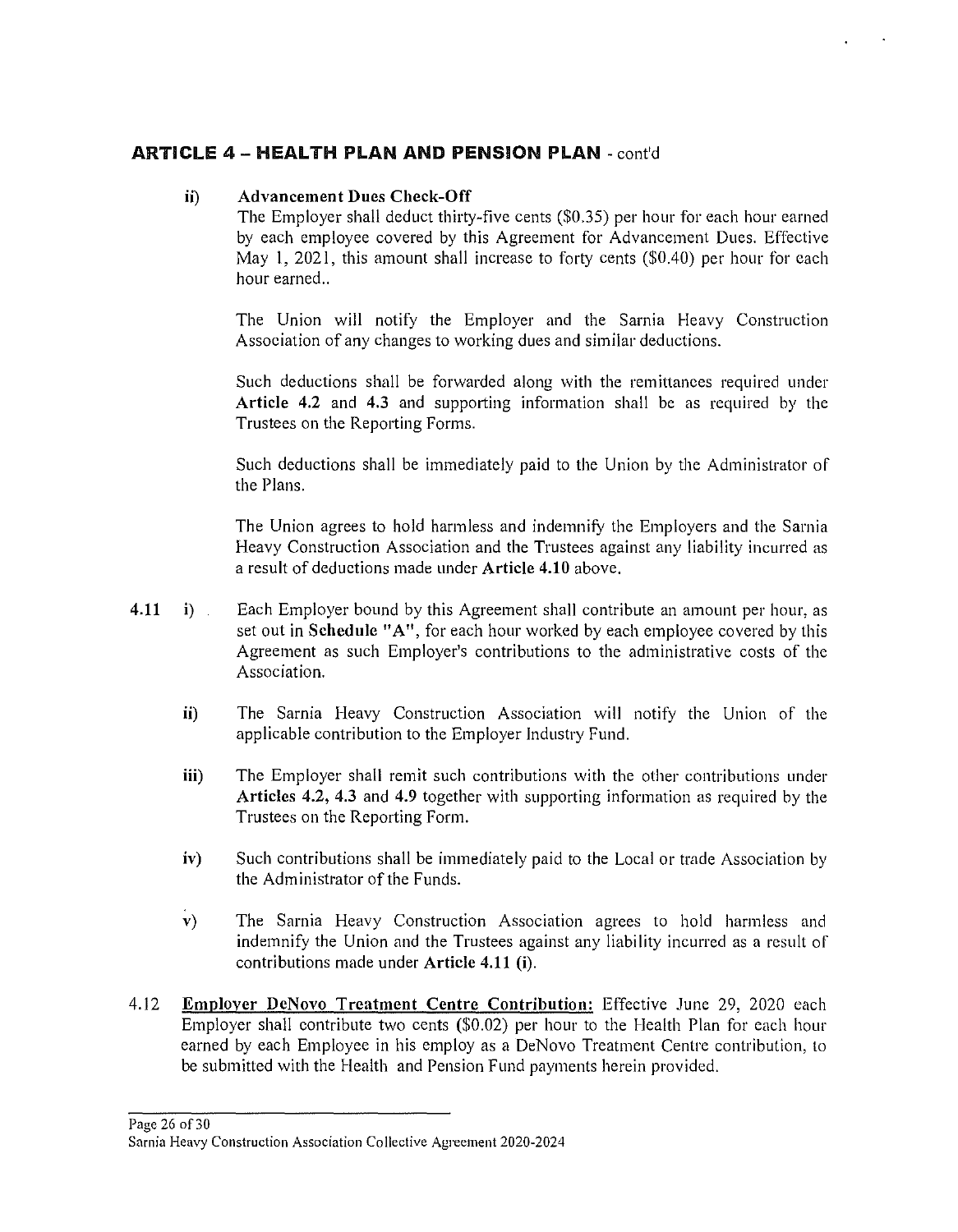## ARTICLE 4 – HEALTH PLAN AND PENSION PLAN - cont'd

**ii) Advancement Dues Check-Off**

The Employer shall deduct thirty-five cents ($0.35) per hour for each hour earned by each employee covered by this Agreement for Advancement Dues. Effective May 1, 2021, this amount shall increase to forty cents ($0.40) per hour for each hour earned..

The Union will notify the Employer and the Sarnia Heavy Construction Association of any changes to working dues and similar deductions.

Such deductions shall be forwarded along with the remittances required under **Article 4.2** and **4.3** and supporting information shall be as required by the Trustees on the Reporting Forms.

Such deductions shall be immediately paid to the Union by the Administrator of the Plans.

The Union agrees to hold harmless and indemnify the Employers and the Sarnia Heavy Construction Association and the Trustees against any liability incurred as a result of deductions made under **Article 4.10** above.

**4.11** i) Each Employer bound by this Agreement shall contribute an amount per hour, as set out in **Schedule "A"**, for each hour worked by each employee covered by this Agreement as such Employer's contributions to the administrative costs of the Association.

**ii)** The Sarnia Heavy Construction Association will notify the Union of the applicable contribution to the Employer Industry Fund.

**iii)** The Employer shall remit such contributions with the other contributions under **Articles 4.2, 4.3** and **4.9** together with supporting information as required by the Trustees on the Reporting Form.

**iv)** Such contributions shall be immediately paid to the Local or trade Association by the Administrator of the Funds.

v) The Sarnia Heavy Construction Association agrees to hold harmless and indemnify the Union and the Trustees against any liability incurred as a result of contributions made under **Article 4.11 (i)**.

4.12 **Employer DeNovo Treatment Centre Contribution:** Effective June 29, 2020 each Employer shall contribute two cents ($0.02) per hour to the Health Plan for each hour earned by each Employee in his employ as a DeNovo Treatment Centre contribution, to be submitted with the Health and Pension Fund payments herein provided.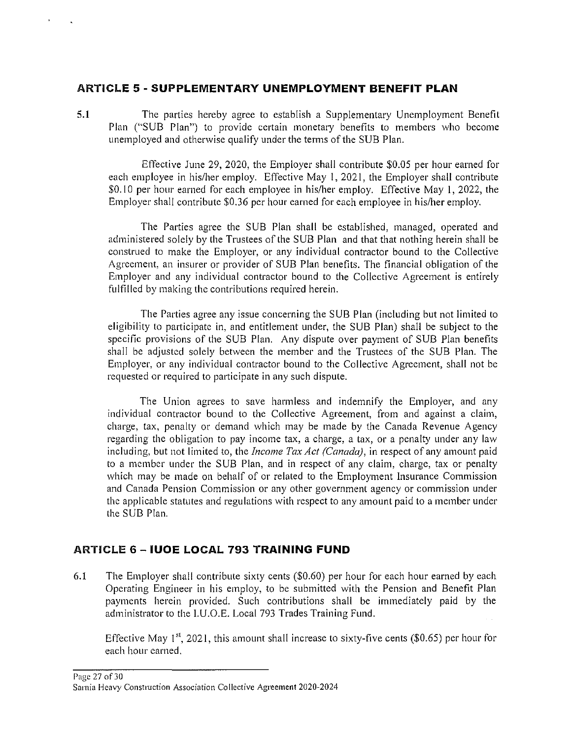## ARTICLE 5 - SUPPLEMENTARY UNEMPLOYMENT BENEFIT PLAN

5.1 The parties hereby agree to establish a Supplementary Unemployment Benefit Plan ("SUB Plan") to provide certain monetary benefits to members who become unemployed and otherwise qualify under the terms of the SUB Plan.

Effective June 29, 2020, the Employer shall contribute $0.05 per hour earned for each employee in his/her employ. Effective May 1, 2021, the Employer shall contribute $0.10 per hour earned for each employee in his/her employ. Effective May 1, 2022, the Employer shall contribute $0.36 per hour earned for each employee in his/her employ.

The Parties agree the SUB Plan shall be established, managed, operated and administered solely by the Trustees of the SUB Plan and that that nothing herein shall be construed to make the Employer, or any individual contractor bound to the Collective Agreement, an insurer or provider of SUB Plan benefits. The financial obligation of the Employer and any individual contractor bound to the Collective Agreement is entirely fulfilled by making the contributions required herein.

The Parties agree any issue concerning the SUB Plan (including but not limited to eligibility to participate in, and entitlement under, the SUB Plan) shall be subject to the specific provisions of the SUB Plan. Any dispute over payment of SUB Plan benefits shall be adjusted solely between the member and the Trustees of the SUB Plan. The Employer, or any individual contractor bound to the Collective Agreement, shall not be requested or required to participate in any such dispute.

The Union agrees to save harmless and indemnify the Employer, and any individual contractor bound to the Collective Agreement, from and against a claim, charge, tax, penalty or demand which may be made by the Canada Revenue Agency regarding the obligation to pay income tax, a charge, a tax, or a penalty under any law including, but not limited to, the *Income Tax Act (Canada)*, in respect of any amount paid to a member under the SUB Plan, and in respect of any claim, charge, tax or penalty which may be made on behalf of or related to the Employment Insurance Commission and Canada Pension Commission or any other government agency or commission under the applicable statutes and regulations with respect to any amount paid to a member under the SUB Plan.

## ARTICLE 6 – IUOE LOCAL 793 TRAINING FUND

6.1 The Employer shall contribute sixty cents ($0.60) per hour for each hour earned by each Operating Engineer in his employ, to be submitted with the Pension and Benefit Plan payments herein provided. Such contributions shall be immediately paid by the administrator to the I.U.O.E. Local 793 Trades Training Fund.

Effective May 1st, 2021, this amount shall increase to sixty-five cents ($0.65) per hour for each hour earned.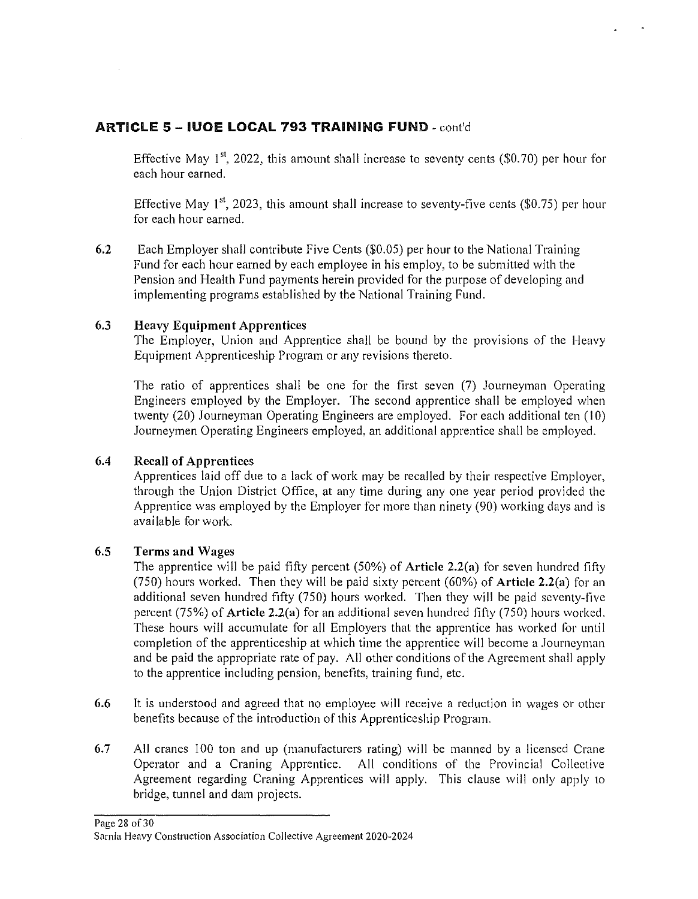## ARTICLE 5 – IUOE LOCAL 793 TRAINING FUND - cont'd

Effective May 1st, 2022, this amount shall increase to seventy cents ($0.70) per hour for each hour earned.

Effective May 1st, 2023, this amount shall increase to seventy-five cents ($0.75) per hour for each hour earned.

**6.2** Each Employer shall contribute Five Cents ($0.05) per hour to the National Training Fund for each hour earned by each employee in his employ, to be submitted with the Pension and Health Fund payments herein provided for the purpose of developing and implementing programs established by the National Training Fund.

**6.3 Heavy Equipment Apprentices**

The Employer, Union and Apprentice shall be bound by the provisions of the Heavy Equipment Apprenticeship Program or any revisions thereto.

The ratio of apprentices shall be one for the first seven (7) Journeyman Operating Engineers employed by the Employer. The second apprentice shall be employed when twenty (20) Journeyman Operating Engineers are employed. For each additional ten (10) Journeymen Operating Engineers employed, an additional apprentice shall be employed.

**6.4 Recall of Apprentices**

Apprentices laid off due to a lack of work may be recalled by their respective Employer, through the Union District Office, at any time during any one year period provided the Apprentice was employed by the Employer for more than ninety (90) working days and is available for work.

**6.5 Terms and Wages**

The apprentice will be paid fifty percent (50%) of **Article 2.2(a)** for seven hundred fifty (750) hours worked. Then they will be paid sixty percent (60%) of **Article 2.2(a)** for an additional seven hundred fifty (750) hours worked. Then they will be paid seventy-five percent (75%) of **Article 2.2(a)** for an additional seven hundred fifty (750) hours worked. These hours will accumulate for all Employers that the apprentice has worked for until completion of the apprenticeship at which time the apprentice will become a Journeyman and be paid the appropriate rate of pay. All other conditions of the Agreement shall apply to the apprentice including pension, benefits, training fund, etc.

**6.6** It is understood and agreed that no employee will receive a reduction in wages or other benefits because of the introduction of this Apprenticeship Program.

**6.7** All cranes 100 ton and up (manufacturers rating) will be manned by a licensed Crane Operator and a Craning Apprentice. All conditions of the Provincial Collective Agreement regarding Craning Apprentices will apply. This clause will only apply to bridge, tunnel and dam projects.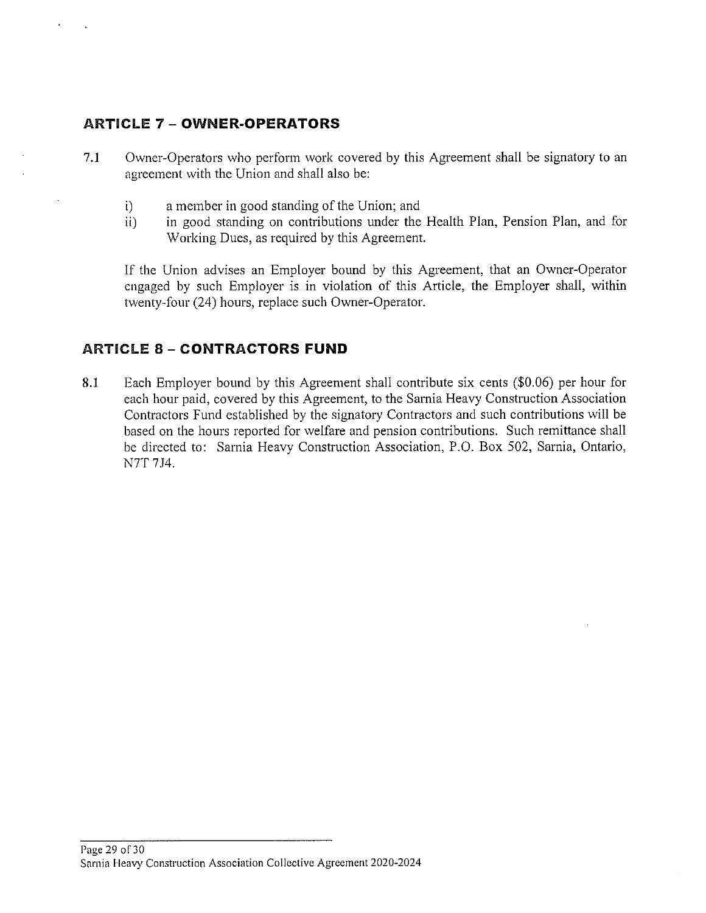## ARTICLE 7 – OWNER-OPERATORS

7.1 Owner-Operators who perform work covered by this Agreement shall be signatory to an agreement with the Union and shall also be:

i) a member in good standing of the Union; and
ii) in good standing on contributions under the Health Plan, Pension Plan, and for Working Dues, as required by this Agreement.

If the Union advises an Employer bound by this Agreement, that an Owner-Operator engaged by such Employer is in violation of this Article, the Employer shall, within twenty-four (24) hours, replace such Owner-Operator.

## ARTICLE 8 – CONTRACTORS FUND

8.1 Each Employer bound by this Agreement shall contribute six cents ($0.06) per hour for each hour paid, covered by this Agreement, to the Sarnia Heavy Construction Association Contractors Fund established by the signatory Contractors and such contributions will be based on the hours reported for welfare and pension contributions. Such remittance shall be directed to: Sarnia Heavy Construction Association, P.O. Box 502, Sarnia, Ontario, N7T 7J4.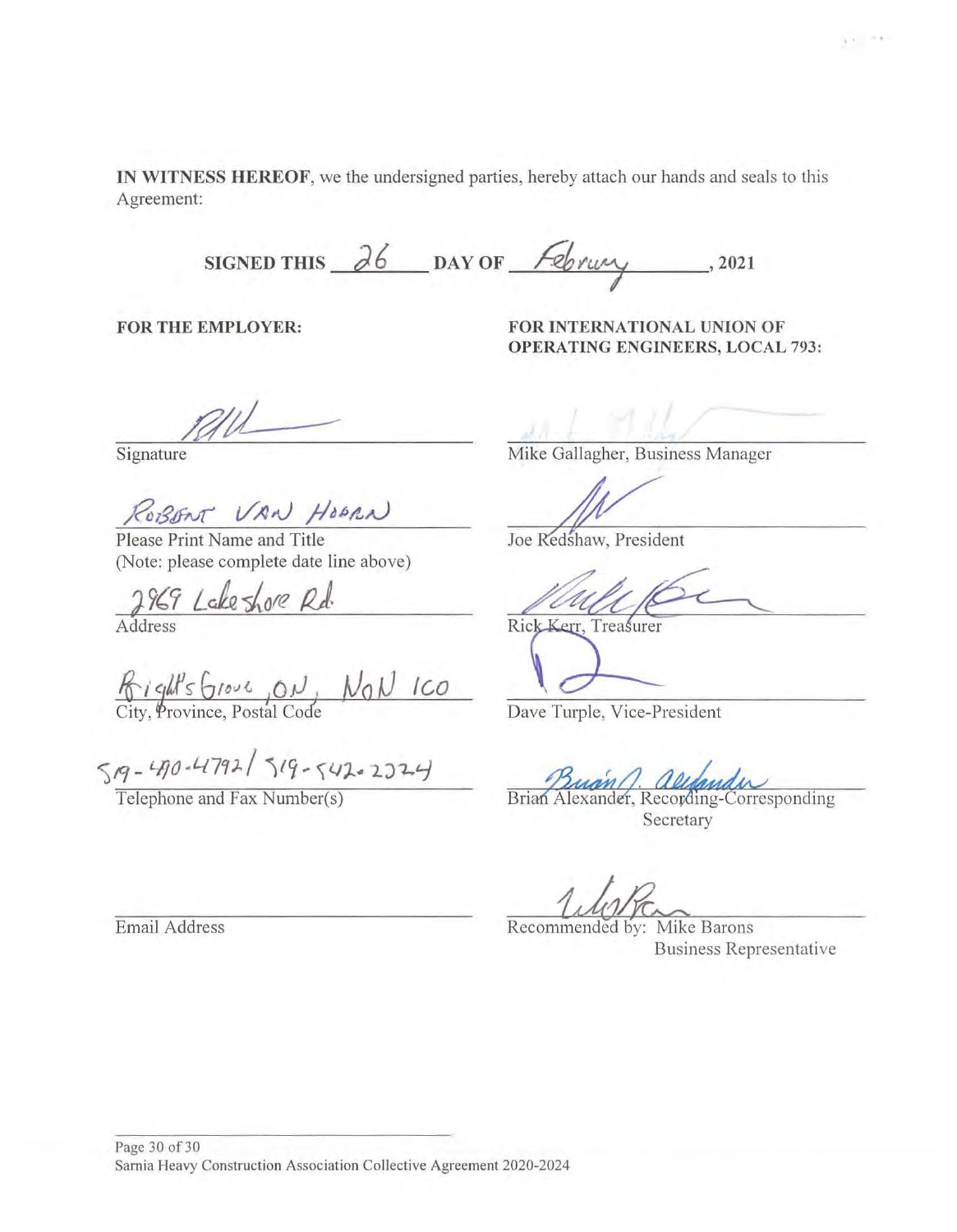**IN WITNESS HEREOF**, we the undersigned parties, hereby attach our hands and seals to this Agreement:

**SIGNED THIS 26 DAY OF February, 2021**

**FOR THE EMPLOYER:**

Signature

ROBERT VAN HOORN
Please Print Name and Title
(Note: please complete date line above)

2969 Lakeshore Rd.
Address

Bright's Grove, ON, N0N 1C0
City, Province, Postal Code

519-490-4792 / 519-542-2324
Telephone and Fax Number(s)

Email Address

**FOR INTERNATIONAL UNION OF OPERATING ENGINEERS, LOCAL 793:**

Mike Gallagher, Business Manager

Joe Redshaw, President

Rick Kerr, Treasurer

Dave Turple, Vice-President

Brian Alexander, Recording-Corresponding Secretary

Recommended by: Mike Barons
Business Representative